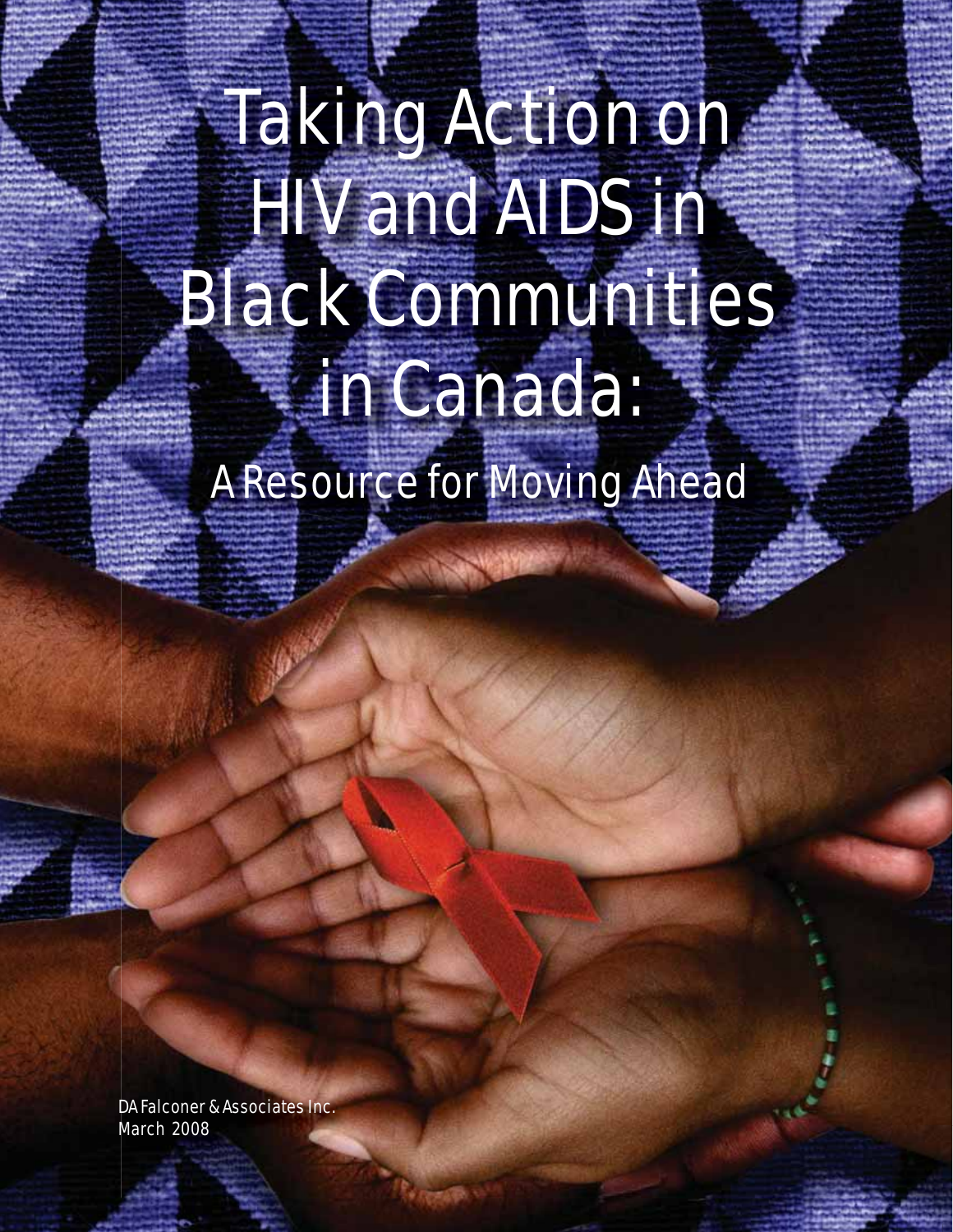# Taking Action on HIV and AIDS in Black Communities in Canada:

## A Resource for Moving Ahead

DA Falconer & Associates Inc.
March 2008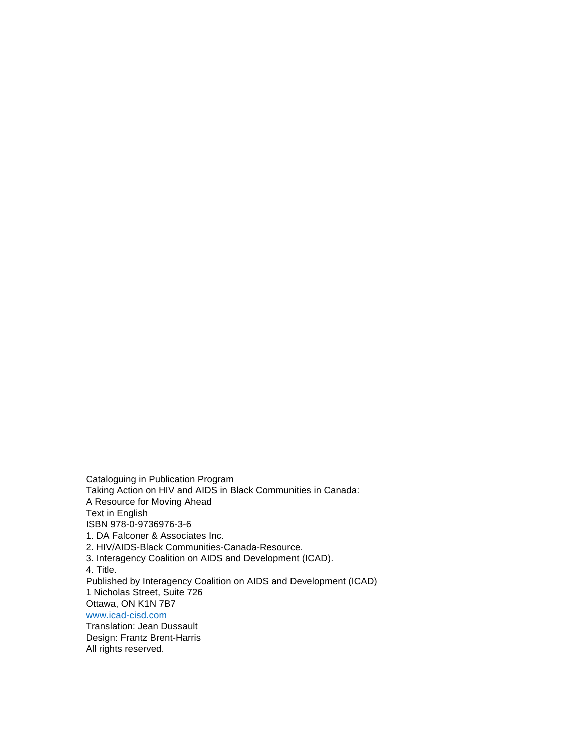Cataloguing in Publication Program
Taking Action on HIV and AIDS in Black Communities in Canada:
A Resource for Moving Ahead
Text in English
ISBN 978-0-9736976-3-6

1. DA Falconer & Associates Inc.
2. HIV/AIDS-Black Communities-Canada-Resource.
3. Interagency Coalition on AIDS and Development (ICAD).
4. Title.

Published by Interagency Coalition on AIDS and Development (ICAD)
1 Nicholas Street, Suite 726
Ottawa, ON K1N 7B7
www.icad-cisd.com
Translation: Jean Dussault
Design: Frantz Brent-Harris
All rights reserved.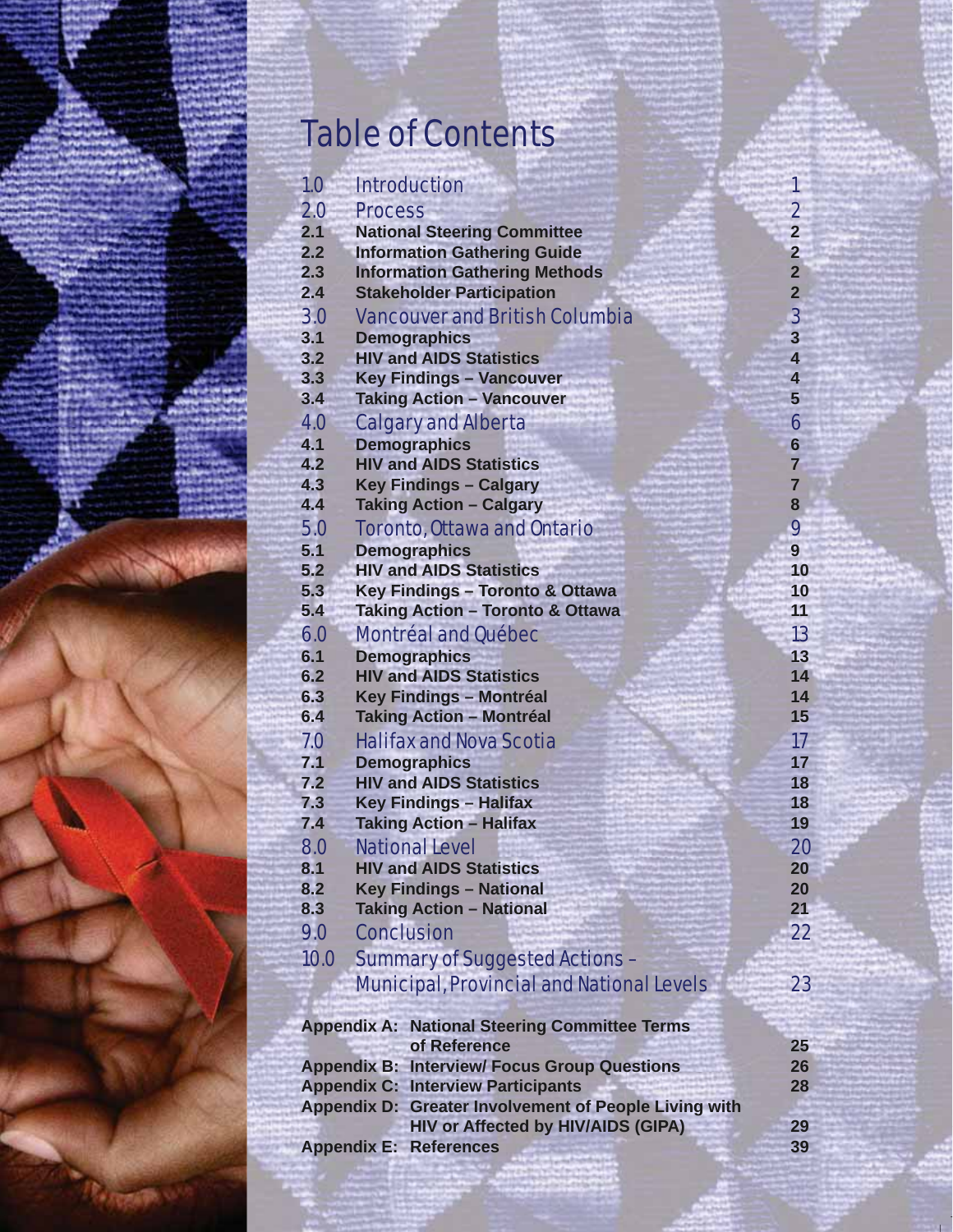# Table of Contents

| | | |
|---|---|---|
| 1.0 | Introduction | 1 |
| 2.0 | Process | 2 |
| **2.1** | **National Steering Committee** | **2** |
| **2.2** | **Information Gathering Guide** | **2** |
| **2.3** | **Information Gathering Methods** | **2** |
| **2.4** | **Stakeholder Participation** | **2** |
| 3.0 | Vancouver and British Columbia | 3 |
| **3.1** | **Demographics** | **3** |
| **3.2** | **HIV and AIDS Statistics** | **4** |
| **3.3** | **Key Findings – Vancouver** | **4** |
| **3.4** | **Taking Action – Vancouver** | **5** |
| 4.0 | Calgary and Alberta | 6 |
| **4.1** | **Demographics** | **6** |
| **4.2** | **HIV and AIDS Statistics** | **7** |
| **4.3** | **Key Findings – Calgary** | **7** |
| **4.4** | **Taking Action – Calgary** | **8** |
| 5.0 | Toronto, Ottawa and Ontario | 9 |
| **5.1** | **Demographics** | **9** |
| **5.2** | **HIV and AIDS Statistics** | **10** |
| **5.3** | **Key Findings – Toronto & Ottawa** | **10** |
| **5.4** | **Taking Action – Toronto & Ottawa** | **11** |
| 6.0 | Montréal and Québec | 13 |
| **6.1** | **Demographics** | **13** |
| **6.2** | **HIV and AIDS Statistics** | **14** |
| **6.3** | **Key Findings – Montréal** | **14** |
| **6.4** | **Taking Action – Montréal** | **15** |
| 7.0 | Halifax and Nova Scotia | 17 |
| **7.1** | **Demographics** | **17** |
| **7.2** | **HIV and AIDS Statistics** | **18** |
| **7.3** | **Key Findings – Halifax** | **18** |
| **7.4** | **Taking Action – Halifax** | **19** |
| 8.0 | National Level | 20 |
| **8.1** | **HIV and AIDS Statistics** | **20** |
| **8.2** | **Key Findings – National** | **20** |
| **8.3** | **Taking Action – National** | **21** |
| 9.0 | Conclusion | 22 |
| 10.0 | Summary of Suggested Actions – Municipal, Provincial and National Levels | 23 |
| **Appendix A:** | **National Steering Committee Terms of Reference** | **25** |
| **Appendix B:** | **Interview/ Focus Group Questions** | **26** |
| **Appendix C:** | **Interview Participants** | **28** |
| **Appendix D:** | **Greater Involvement of People Living with HIV or Affected by HIV/AIDS (GIPA)** | **29** |
| **Appendix E:** | **References** | **39** |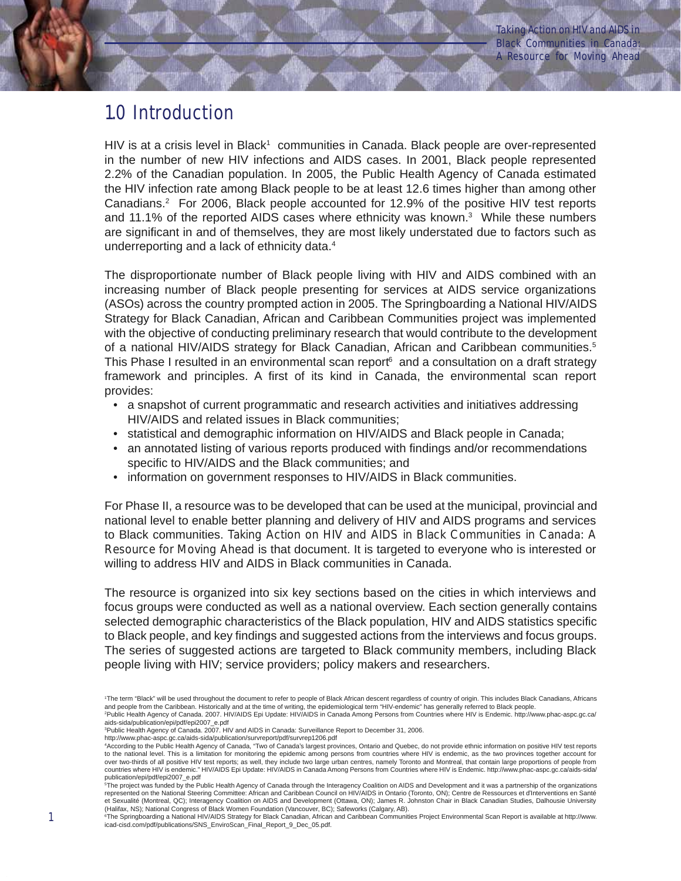# 1.0 Introduction

HIV is at a crisis level in Black[1] communities in Canada. Black people are over-represented in the number of new HIV infections and AIDS cases. In 2001, Black people represented 2.2% of the Canadian population. In 2005, the Public Health Agency of Canada estimated the HIV infection rate among Black people to be at least 12.6 times higher than among other Canadians.[2] For 2006, Black people accounted for 12.9% of the positive HIV test reports and 11.1% of the reported AIDS cases where ethnicity was known.[3] While these numbers are significant in and of themselves, they are most likely understated due to factors such as underreporting and a lack of ethnicity data.[4]

The disproportionate number of Black people living with HIV and AIDS combined with an increasing number of Black people presenting for services at AIDS service organizations (ASOs) across the country prompted action in 2005. The Springboarding a National HIV/AIDS Strategy for Black Canadian, African and Caribbean Communities project was implemented with the objective of conducting preliminary research that would contribute to the development of a national HIV/AIDS strategy for Black Canadian, African and Caribbean communities.[5] This Phase I resulted in an environmental scan report[6] and a consultation on a draft strategy framework and principles. A first of its kind in Canada, the environmental scan report provides:

- a snapshot of current programmatic and research activities and initiatives addressing HIV/AIDS and related issues in Black communities;
- statistical and demographic information on HIV/AIDS and Black people in Canada;
- an annotated listing of various reports produced with findings and/or recommendations specific to HIV/AIDS and the Black communities; and
- information on government responses to HIV/AIDS in Black communities.

For Phase II, a resource was to be developed that can be used at the municipal, provincial and national level to enable better planning and delivery of HIV and AIDS programs and services to Black communities. *Taking Action on HIV and AIDS in Black Communities in Canada: A Resource for Moving Ahead* is that document. It is targeted to everyone who is interested or willing to address HIV and AIDS in Black communities in Canada.

The resource is organized into six key sections based on the cities in which interviews and focus groups were conducted as well as a national overview. Each section generally contains selected demographic characteristics of the Black population, HIV and AIDS statistics specific to Black people, and key findings and suggested actions from the interviews and focus groups. The series of suggested actions are targeted to Black community members, including Black people living with HIV; service providers; policy makers and researchers.

[1]The term "Black" will be used throughout the document to refer to people of Black African descent regardless of country of origin. This includes Black Canadians, Africans and people from the Caribbean. Historically and at the time of writing, the epidemiological term "HIV-endemic" has generally referred to Black people.

[2]Public Health Agency of Canada. 2007. HIV/AIDS Epi Update: HIV/AIDS in Canada Among Persons from Countries where HIV is Endemic. http://www.phac-aspc.gc.ca/aids-sida/publication/epi/pdf/epi2007_e.pdf

[3]Public Health Agency of Canada. 2007. HIV and AIDS in Canada: Surveillance Report to December 31, 2006. http://www.phac-aspc.gc.ca/aids-sida/publication/survreport/pdf/survrep1206.pdf

[4]According to the Public Health Agency of Canada, "Two of Canada's largest provinces, Ontario and Quebec, do not provide ethnic information on positive HIV test reports to the national level. This is a limitation for monitoring the epidemic among persons from countries where HIV is endemic, as the two provinces together account for over two-thirds of all positive HIV test reports; as well, they include two large urban centres, namely Toronto and Montreal, that contain large proportions of people from countries where HIV is endemic." HIV/AIDS Epi Update: HIV/AIDS in Canada Among Persons from Countries where HIV is Endemic. http://www.phac-aspc.gc.ca/aids-sida/publication/epi/pdf/epi2007_e.pdf

[5]The project was funded by the Public Health Agency of Canada through the Interagency Coalition on AIDS and Development and it was a partnership of the organizations represented on the National Steering Committee: African and Caribbean Council on HIV/AIDS in Ontario (Toronto, ON); Centre de Ressources et d'Interventions en Santé et Sexualité (Montreal, QC); Interagency Coalition on AIDS and Development (Ottawa, ON); James R. Johnston Chair in Black Canadian Studies, Dalhousie University (Halifax, NS); National Congress of Black Women Foundation (Vancouver, BC); Safeworks (Calgary, AB).

[6]The Springboarding a National HIV/AIDS Strategy for Black Canadian, African and Caribbean Communities Project Environmental Scan Report is available at http://www.icad-cisd.com/pdf/publications/SNS_EnviroScan_Final_Report_9_Dec_05.pdf.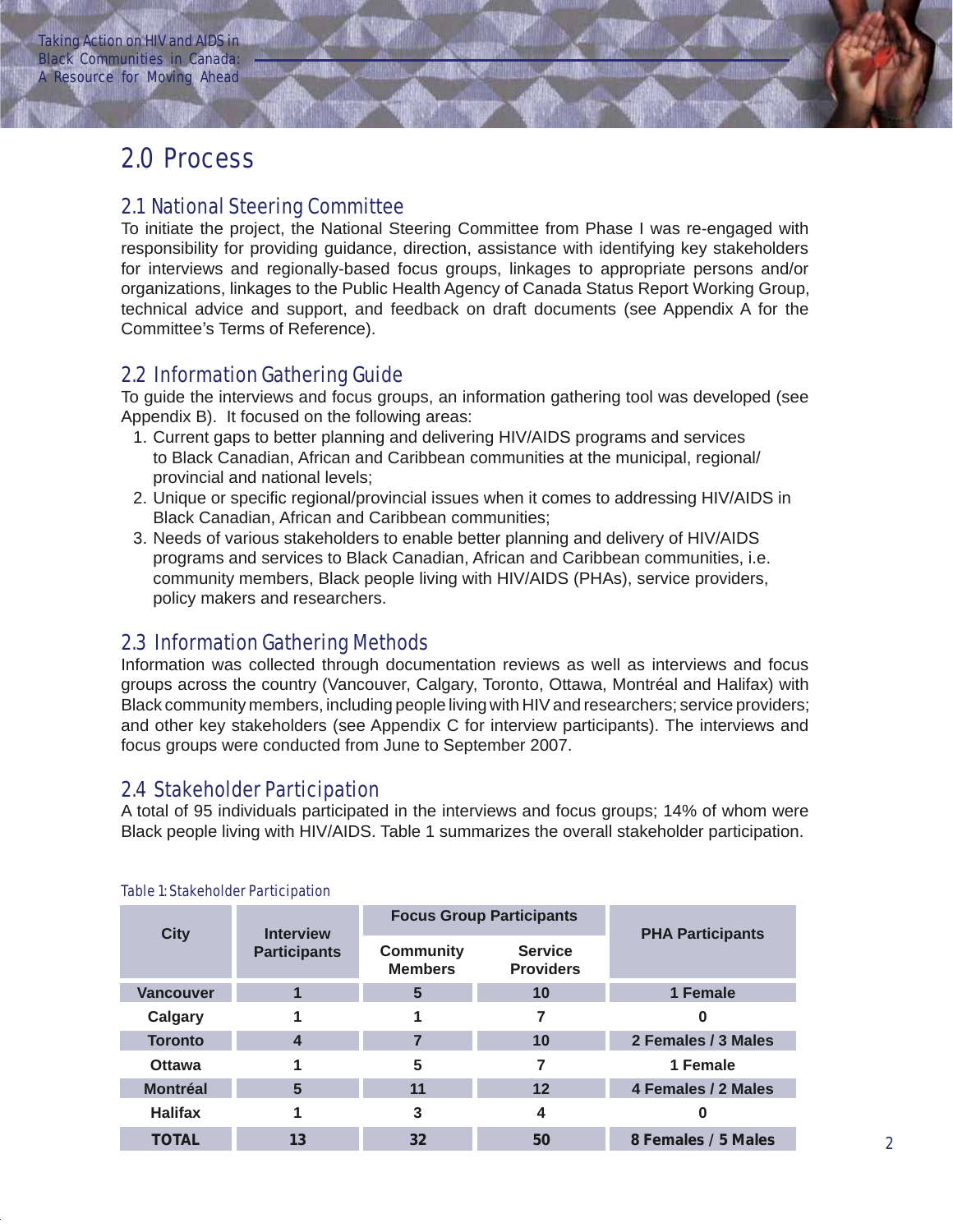# 2.0 Process

## 2.1 National Steering Committee

To initiate the project, the National Steering Committee from Phase I was re-engaged with responsibility for providing guidance, direction, assistance with identifying key stakeholders for interviews and regionally-based focus groups, linkages to appropriate persons and/or organizations, linkages to the Public Health Agency of Canada Status Report Working Group, technical advice and support, and feedback on draft documents (see Appendix A for the Committee's Terms of Reference).

## 2.2 Information Gathering Guide

To guide the interviews and focus groups, an information gathering tool was developed (see Appendix B). It focused on the following areas:

1. Current gaps to better planning and delivering HIV/AIDS programs and services to Black Canadian, African and Caribbean communities at the municipal, regional/provincial and national levels;
2. Unique or specific regional/provincial issues when it comes to addressing HIV/AIDS in Black Canadian, African and Caribbean communities;
3. Needs of various stakeholders to enable better planning and delivery of HIV/AIDS programs and services to Black Canadian, African and Caribbean communities, i.e. community members, Black people living with HIV/AIDS (PHAs), service providers, policy makers and researchers.

## 2.3 Information Gathering Methods

Information was collected through documentation reviews as well as interviews and focus groups across the country (Vancouver, Calgary, Toronto, Ottawa, Montréal and Halifax) with Black community members, including people living with HIV and researchers; service providers; and other key stakeholders (see Appendix C for interview participants). The interviews and focus groups were conducted from June to September 2007.

## 2.4 Stakeholder Participation

A total of 95 individuals participated in the interviews and focus groups; 14% of whom were Black people living with HIV/AIDS. Table 1 summarizes the overall stakeholder participation.

Table 1: Stakeholder Participation

| City | Interview Participants | Focus Group Participants | | PHA Participants |
|---|---|---|---|---|
| | | Community Members | Service Providers | |
| **Vancouver** | **1** | **5** | **10** | **1 Female** |
| **Calgary** | **1** | **1** | **7** | **0** |
| **Toronto** | **4** | **7** | **10** | **2 Females / 3 Males** |
| **Ottawa** | **1** | **5** | **7** | **1 Female** |
| **Montréal** | **5** | **11** | **12** | **4 Females / 2 Males** |
| **Halifax** | **1** | **3** | **4** | **0** |
| **TOTAL** | **13** | **32** | **50** | **8 Females / 5 Males** |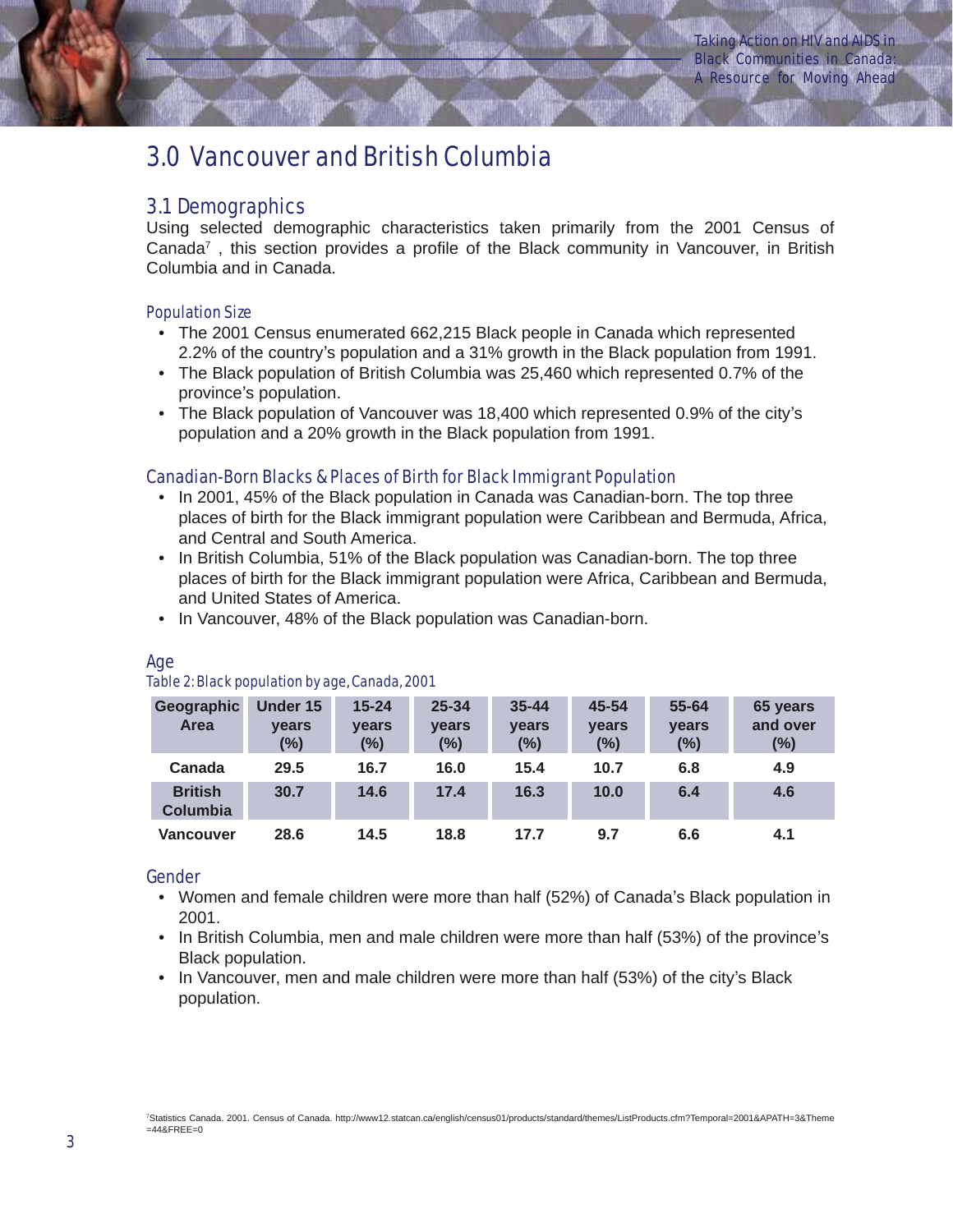# 3.0 Vancouver and British Columbia

## 3.1 Demographics

Using selected demographic characteristics taken primarily from the 2001 Census of Canada[7] , this section provides a profile of the Black community in Vancouver, in British Columbia and in Canada.

### Population Size

- The 2001 Census enumerated 662,215 Black people in Canada which represented 2.2% of the country's population and a 31% growth in the Black population from 1991.
- The Black population of British Columbia was 25,460 which represented 0.7% of the province's population.
- The Black population of Vancouver was 18,400 which represented 0.9% of the city's population and a 20% growth in the Black population from 1991.

### Canadian-Born Blacks & Places of Birth for Black Immigrant Population

- In 2001, 45% of the Black population in Canada was Canadian-born. The top three places of birth for the Black immigrant population were Caribbean and Bermuda, Africa, and Central and South America.
- In British Columbia, 51% of the Black population was Canadian-born. The top three places of birth for the Black immigrant population were Africa, Caribbean and Bermuda, and United States of America.
- In Vancouver, 48% of the Black population was Canadian-born.

### Age

Table 2: Black population by age, Canada, 2001

| Geographic Area | Under 15 years (%) | 15-24 years (%) | 25-34 years (%) | 35-44 years (%) | 45-54 years (%) | 55-64 years (%) | 65 years and over (%) |
|---|---|---|---|---|---|---|---|
| Canada | 29.5 | 16.7 | 16.0 | 15.4 | 10.7 | 6.8 | 4.9 |
| British Columbia | 30.7 | 14.6 | 17.4 | 16.3 | 10.0 | 6.4 | 4.6 |
| Vancouver | 28.6 | 14.5 | 18.8 | 17.7 | 9.7 | 6.6 | 4.1 |

### Gender

- Women and female children were more than half (52%) of Canada's Black population in 2001.
- In British Columbia, men and male children were more than half (53%) of the province's Black population.
- In Vancouver, men and male children were more than half (53%) of the city's Black population.

[7] Statistics Canada. 2001. Census of Canada. http://www12.statcan.ca/english/census01/products/standard/themes/ListProducts.cfm?Temporal=2001&APATH=3&Theme=44&FREE=0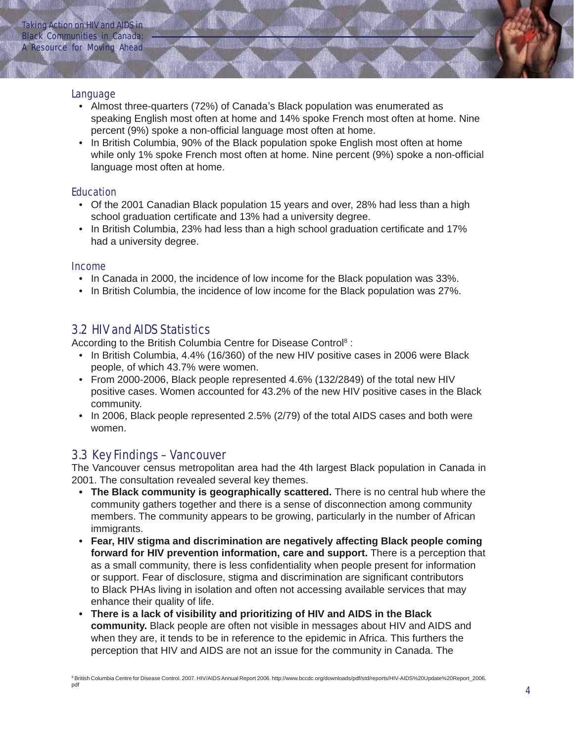### Language

- Almost three-quarters (72%) of Canada's Black population was enumerated as speaking English most often at home and 14% spoke French most often at home. Nine percent (9%) spoke a non-official language most often at home.
- In British Columbia, 90% of the Black population spoke English most often at home while only 1% spoke French most often at home. Nine percent (9%) spoke a non-official language most often at home.

### Education

- Of the 2001 Canadian Black population 15 years and over, 28% had less than a high school graduation certificate and 13% had a university degree.
- In British Columbia, 23% had less than a high school graduation certificate and 17% had a university degree.

### Income

- In Canada in 2000, the incidence of low income for the Black population was 33%.
- In British Columbia, the incidence of low income for the Black population was 27%.

## 3.2 HIV and AIDS Statistics

According to the British Columbia Centre for Disease Control[8] :

- In British Columbia, 4.4% (16/360) of the new HIV positive cases in 2006 were Black people, of which 43.7% were women.
- From 2000-2006, Black people represented 4.6% (132/2849) of the total new HIV positive cases. Women accounted for 43.2% of the new HIV positive cases in the Black community.
- In 2006, Black people represented 2.5% (2/79) of the total AIDS cases and both were women.

## 3.3 Key Findings – Vancouver

The Vancouver census metropolitan area had the 4th largest Black population in Canada in 2001. The consultation revealed several key themes.

- **The Black community is geographically scattered.** There is no central hub where the community gathers together and there is a sense of disconnection among community members. The community appears to be growing, particularly in the number of African immigrants.
- **Fear, HIV stigma and discrimination are negatively affecting Black people coming forward for HIV prevention information, care and support.** There is a perception that as a small community, there is less confidentiality when people present for information or support. Fear of disclosure, stigma and discrimination are significant contributors to Black PHAs living in isolation and often not accessing available services that may enhance their quality of life.
- **There is a lack of visibility and prioritizing of HIV and AIDS in the Black community.** Black people are often not visible in messages about HIV and AIDS and when they are, it tends to be in reference to the epidemic in Africa. This furthers the perception that HIV and AIDS are not an issue for the community in Canada. The

[8] British Columbia Centre for Disease Control. 2007. HIV/AIDS Annual Report 2006. http://www.bccdc.org/downloads/pdf/std/reports/HIV-AIDS%20Update%20Report_2006.pdf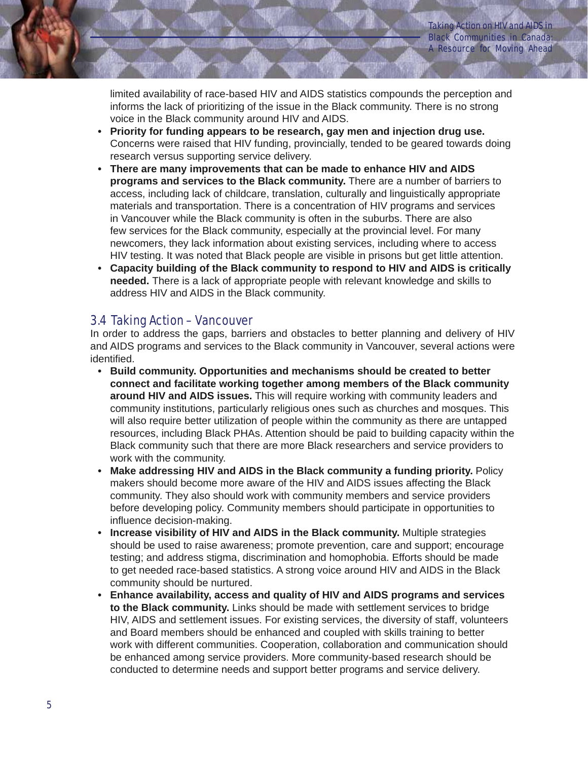limited availability of race-based HIV and AIDS statistics compounds the perception and informs the lack of prioritizing of the issue in the Black community. There is no strong voice in the Black community around HIV and AIDS.

- **Priority for funding appears to be research, gay men and injection drug use.** Concerns were raised that HIV funding, provincially, tended to be geared towards doing research versus supporting service delivery.
- **There are many improvements that can be made to enhance HIV and AIDS programs and services to the Black community.** There are a number of barriers to access, including lack of childcare, translation, culturally and linguistically appropriate materials and transportation. There is a concentration of HIV programs and services in Vancouver while the Black community is often in the suburbs. There are also few services for the Black community, especially at the provincial level. For many newcomers, they lack information about existing services, including where to access HIV testing. It was noted that Black people are visible in prisons but get little attention.
- **Capacity building of the Black community to respond to HIV and AIDS is critically needed.** There is a lack of appropriate people with relevant knowledge and skills to address HIV and AIDS in the Black community.

## 3.4 Taking Action – Vancouver

In order to address the gaps, barriers and obstacles to better planning and delivery of HIV and AIDS programs and services to the Black community in Vancouver, several actions were identified.

- **Build community. Opportunities and mechanisms should be created to better connect and facilitate working together among members of the Black community around HIV and AIDS issues.** This will require working with community leaders and community institutions, particularly religious ones such as churches and mosques. This will also require better utilization of people within the community as there are untapped resources, including Black PHAs. Attention should be paid to building capacity within the Black community such that there are more Black researchers and service providers to work with the community.
- **Make addressing HIV and AIDS in the Black community a funding priority.** Policy makers should become more aware of the HIV and AIDS issues affecting the Black community. They also should work with community members and service providers before developing policy. Community members should participate in opportunities to influence decision-making.
- **Increase visibility of HIV and AIDS in the Black community.** Multiple strategies should be used to raise awareness; promote prevention, care and support; encourage testing; and address stigma, discrimination and homophobia. Efforts should be made to get needed race-based statistics. A strong voice around HIV and AIDS in the Black community should be nurtured.
- **Enhance availability, access and quality of HIV and AIDS programs and services to the Black community.** Links should be made with settlement services to bridge HIV, AIDS and settlement issues. For existing services, the diversity of staff, volunteers and Board members should be enhanced and coupled with skills training to better work with different communities. Cooperation, collaboration and communication should be enhanced among service providers. More community-based research should be conducted to determine needs and support better programs and service delivery.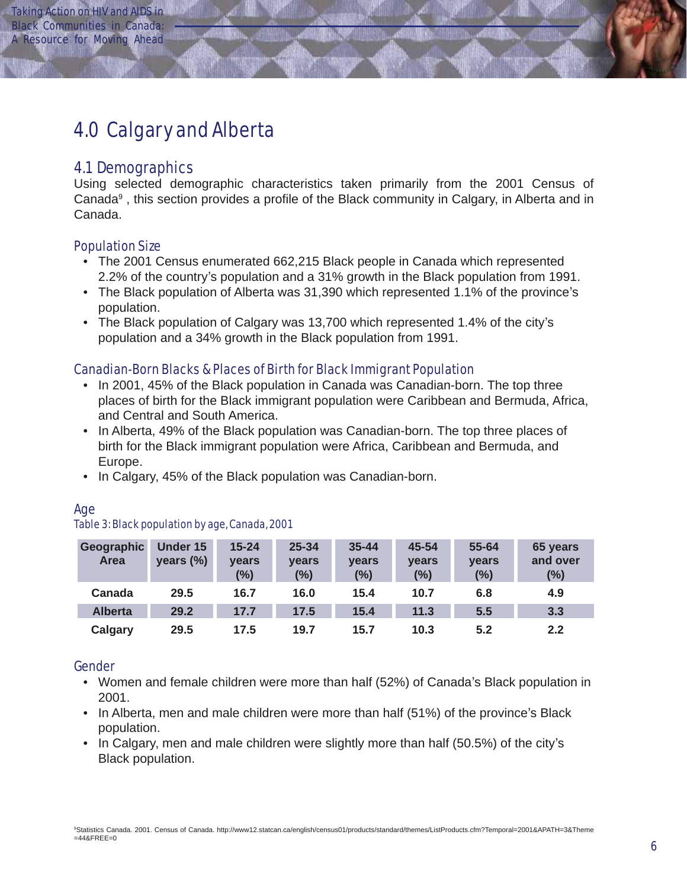# 4.0 Calgary and Alberta

## 4.1 Demographics

Using selected demographic characteristics taken primarily from the 2001 Census of Canada[9], this section provides a profile of the Black community in Calgary, in Alberta and in Canada.

### Population Size

- The 2001 Census enumerated 662,215 Black people in Canada which represented 2.2% of the country's population and a 31% growth in the Black population from 1991.
- The Black population of Alberta was 31,390 which represented 1.1% of the province's population.
- The Black population of Calgary was 13,700 which represented 1.4% of the city's population and a 34% growth in the Black population from 1991.

### Canadian-Born Blacks & Places of Birth for Black Immigrant Population

- In 2001, 45% of the Black population in Canada was Canadian-born. The top three places of birth for the Black immigrant population were Caribbean and Bermuda, Africa, and Central and South America.
- In Alberta, 49% of the Black population was Canadian-born. The top three places of birth for the Black immigrant population were Africa, Caribbean and Bermuda, and Europe.
- In Calgary, 45% of the Black population was Canadian-born.

### Age

Table 3: Black population by age, Canada, 2001

| Geographic Area | Under 15 years (%) | 15-24 years (%) | 25-34 years (%) | 35-44 years (%) | 45-54 years (%) | 55-64 years (%) | 65 years and over (%) |
|---|---|---|---|---|---|---|---|
| Canada | 29.5 | 16.7 | 16.0 | 15.4 | 10.7 | 6.8 | 4.9 |
| Alberta | 29.2 | 17.7 | 17.5 | 15.4 | 11.3 | 5.5 | 3.3 |
| Calgary | 29.5 | 17.5 | 19.7 | 15.7 | 10.3 | 5.2 | 2.2 |

### Gender

- Women and female children were more than half (52%) of Canada's Black population in 2001.
- In Alberta, men and male children were more than half (51%) of the province's Black population.
- In Calgary, men and male children were slightly more than half (50.5%) of the city's Black population.

[9]Statistics Canada. 2001. Census of Canada. http://www12.statcan.ca/english/census01/products/standard/themes/ListProducts.cfm?Temporal=2001&APATH=3&Theme=44&FREE=0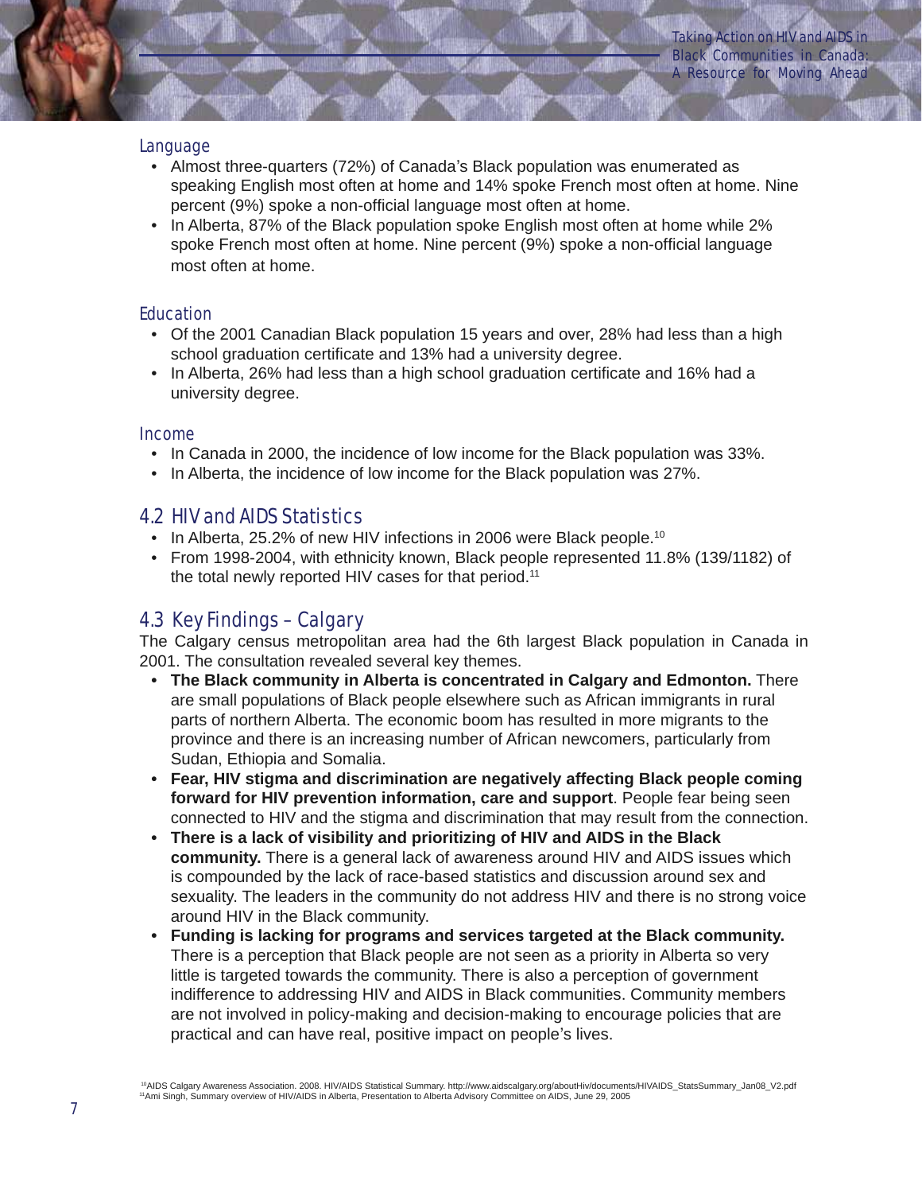### Language

- Almost three-quarters (72%) of Canada's Black population was enumerated as speaking English most often at home and 14% spoke French most often at home. Nine percent (9%) spoke a non-official language most often at home.
- In Alberta, 87% of the Black population spoke English most often at home while 2% spoke French most often at home. Nine percent (9%) spoke a non-official language most often at home.

### Education

- Of the 2001 Canadian Black population 15 years and over, 28% had less than a high school graduation certificate and 13% had a university degree.
- In Alberta, 26% had less than a high school graduation certificate and 16% had a university degree.

### Income

- In Canada in 2000, the incidence of low income for the Black population was 33%.
- In Alberta, the incidence of low income for the Black population was 27%.

## 4.2 HIV and AIDS Statistics

- In Alberta, 25.2% of new HIV infections in 2006 were Black people.[10]
- From 1998-2004, with ethnicity known, Black people represented 11.8% (139/1182) of the total newly reported HIV cases for that period.[11]

## 4.3 Key Findings – Calgary

The Calgary census metropolitan area had the 6th largest Black population in Canada in 2001. The consultation revealed several key themes.

- **The Black community in Alberta is concentrated in Calgary and Edmonton.** There are small populations of Black people elsewhere such as African immigrants in rural parts of northern Alberta. The economic boom has resulted in more migrants to the province and there is an increasing number of African newcomers, particularly from Sudan, Ethiopia and Somalia.
- **Fear, HIV stigma and discrimination are negatively affecting Black people coming forward for HIV prevention information, care and support**. People fear being seen connected to HIV and the stigma and discrimination that may result from the connection.
- **There is a lack of visibility and prioritizing of HIV and AIDS in the Black community.** There is a general lack of awareness around HIV and AIDS issues which is compounded by the lack of race-based statistics and discussion around sex and sexuality. The leaders in the community do not address HIV and there is no strong voice around HIV in the Black community.
- **Funding is lacking for programs and services targeted at the Black community.** There is a perception that Black people are not seen as a priority in Alberta so very little is targeted towards the community. There is also a perception of government indifference to addressing HIV and AIDS in Black communities. Community members are not involved in policy-making and decision-making to encourage policies that are practical and can have real, positive impact on people's lives.

[10]AIDS Calgary Awareness Association. 2008. HIV/AIDS Statistical Summary. http://www.aidscalgary.org/aboutHiv/documents/HIVAIDS_StatsSummary_Jan08_V2.pdf
[11]Ami Singh, Summary overview of HIV/AIDS in Alberta, Presentation to Alberta Advisory Committee on AIDS, June 29, 2005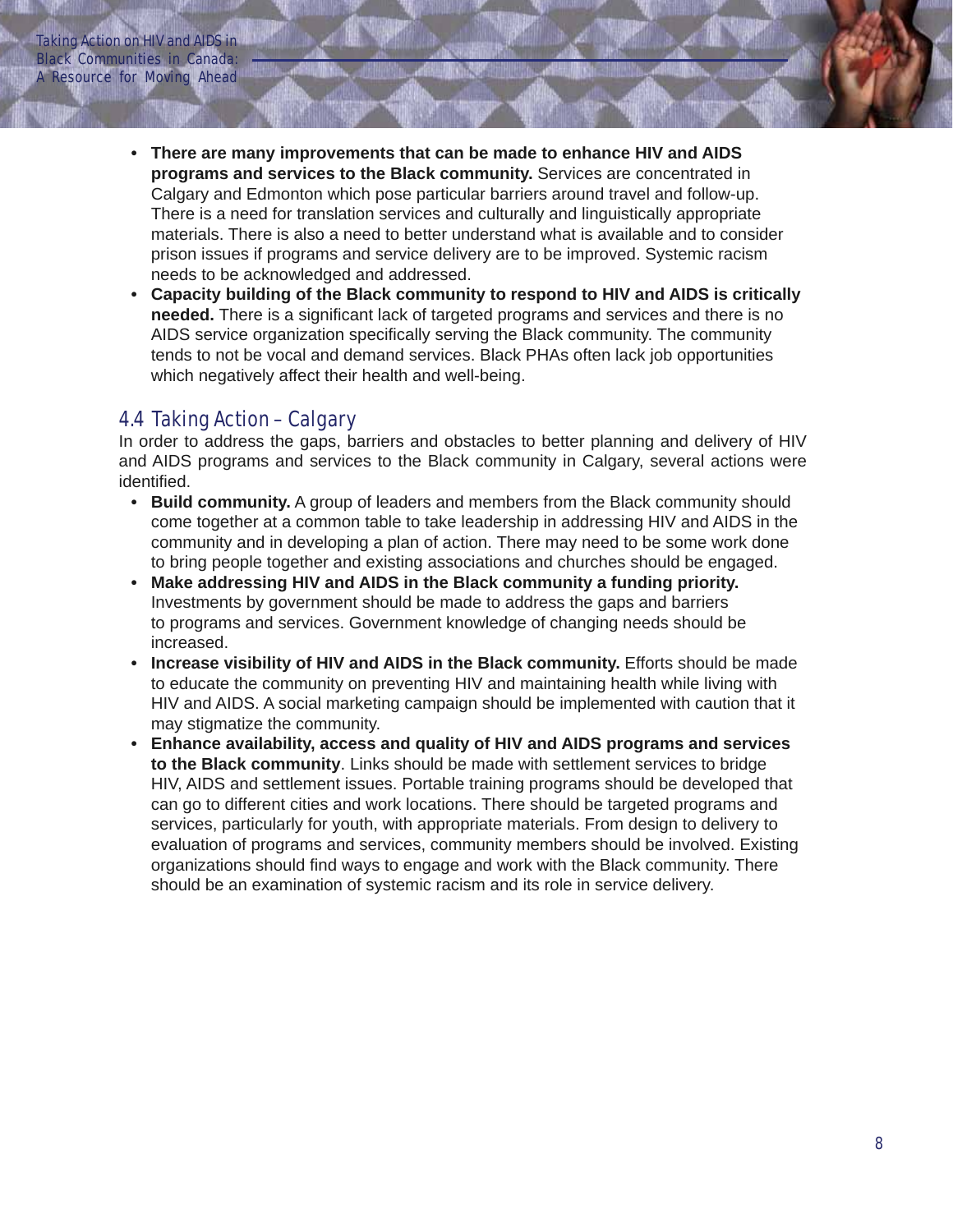- **There are many improvements that can be made to enhance HIV and AIDS programs and services to the Black community.** Services are concentrated in Calgary and Edmonton which pose particular barriers around travel and follow-up. There is a need for translation services and culturally and linguistically appropriate materials. There is also a need to better understand what is available and to consider prison issues if programs and service delivery are to be improved. Systemic racism needs to be acknowledged and addressed.
- **Capacity building of the Black community to respond to HIV and AIDS is critically needed.** There is a significant lack of targeted programs and services and there is no AIDS service organization specifically serving the Black community. The community tends to not be vocal and demand services. Black PHAs often lack job opportunities which negatively affect their health and well-being.

## 4.4 Taking Action – Calgary

In order to address the gaps, barriers and obstacles to better planning and delivery of HIV and AIDS programs and services to the Black community in Calgary, several actions were identified.

- **Build community.** A group of leaders and members from the Black community should come together at a common table to take leadership in addressing HIV and AIDS in the community and in developing a plan of action. There may need to be some work done to bring people together and existing associations and churches should be engaged.
- **Make addressing HIV and AIDS in the Black community a funding priority.** Investments by government should be made to address the gaps and barriers to programs and services. Government knowledge of changing needs should be increased.
- **Increase visibility of HIV and AIDS in the Black community.** Efforts should be made to educate the community on preventing HIV and maintaining health while living with HIV and AIDS. A social marketing campaign should be implemented with caution that it may stigmatize the community.
- **Enhance availability, access and quality of HIV and AIDS programs and services to the Black community**. Links should be made with settlement services to bridge HIV, AIDS and settlement issues. Portable training programs should be developed that can go to different cities and work locations. There should be targeted programs and services, particularly for youth, with appropriate materials. From design to delivery to evaluation of programs and services, community members should be involved. Existing organizations should find ways to engage and work with the Black community. There should be an examination of systemic racism and its role in service delivery.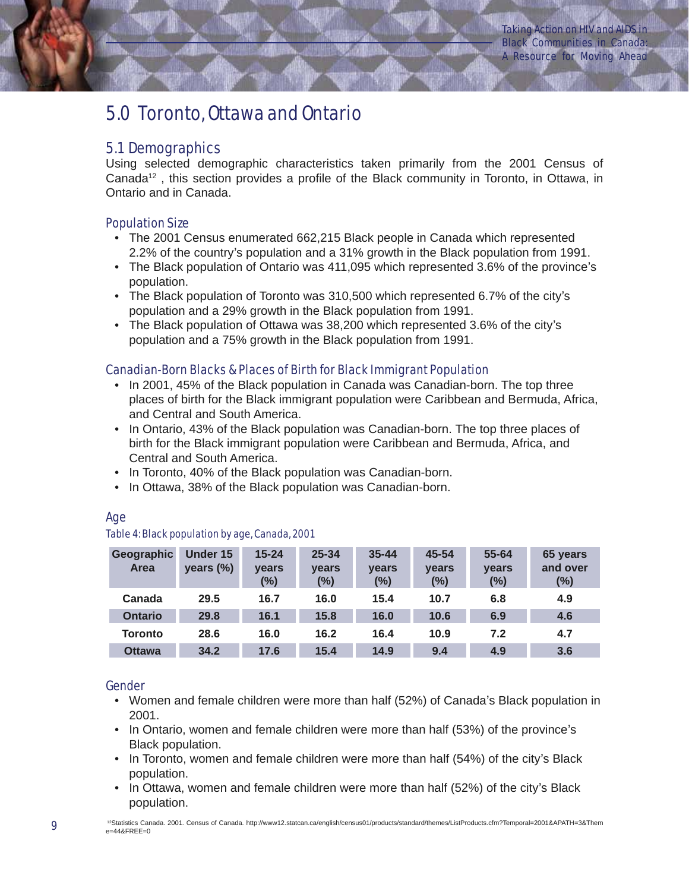# 5.0 Toronto, Ottawa and Ontario

## 5.1 Demographics

Using selected demographic characteristics taken primarily from the 2001 Census of Canada[12] , this section provides a profile of the Black community in Toronto, in Ottawa, in Ontario and in Canada.

### Population Size

- The 2001 Census enumerated 662,215 Black people in Canada which represented 2.2% of the country's population and a 31% growth in the Black population from 1991.
- The Black population of Ontario was 411,095 which represented 3.6% of the province's population.
- The Black population of Toronto was 310,500 which represented 6.7% of the city's population and a 29% growth in the Black population from 1991.
- The Black population of Ottawa was 38,200 which represented 3.6% of the city's population and a 75% growth in the Black population from 1991.

### Canadian-Born Blacks & Places of Birth for Black Immigrant Population

- In 2001, 45% of the Black population in Canada was Canadian-born. The top three places of birth for the Black immigrant population were Caribbean and Bermuda, Africa, and Central and South America.
- In Ontario, 43% of the Black population was Canadian-born. The top three places of birth for the Black immigrant population were Caribbean and Bermuda, Africa, and Central and South America.
- In Toronto, 40% of the Black population was Canadian-born.
- In Ottawa, 38% of the Black population was Canadian-born.

### Age

Table 4: Black population by age, Canada, 2001

| Geographic Area | Under 15 years (%) | 15-24 years (%) | 25-34 years (%) | 35-44 years (%) | 45-54 years (%) | 55-64 years (%) | 65 years and over (%) |
|---|---|---|---|---|---|---|---|
| Canada | 29.5 | 16.7 | 16.0 | 15.4 | 10.7 | 6.8 | 4.9 |
| Ontario | 29.8 | 16.1 | 15.8 | 16.0 | 10.6 | 6.9 | 4.6 |
| Toronto | 28.6 | 16.0 | 16.2 | 16.4 | 10.9 | 7.2 | 4.7 |
| Ottawa | 34.2 | 17.6 | 15.4 | 14.9 | 9.4 | 4.9 | 3.6 |

### Gender

- Women and female children were more than half (52%) of Canada's Black population in 2001.
- In Ontario, women and female children were more than half (53%) of the province's Black population.
- In Toronto, women and female children were more than half (54%) of the city's Black population.
- In Ottawa, women and female children were more than half (52%) of the city's Black population.

[12]Statistics Canada. 2001. Census of Canada. http://www12.statcan.ca/english/census01/products/standard/themes/ListProducts.cfm?Temporal=2001&APATH=3&Theme=44&FREE=0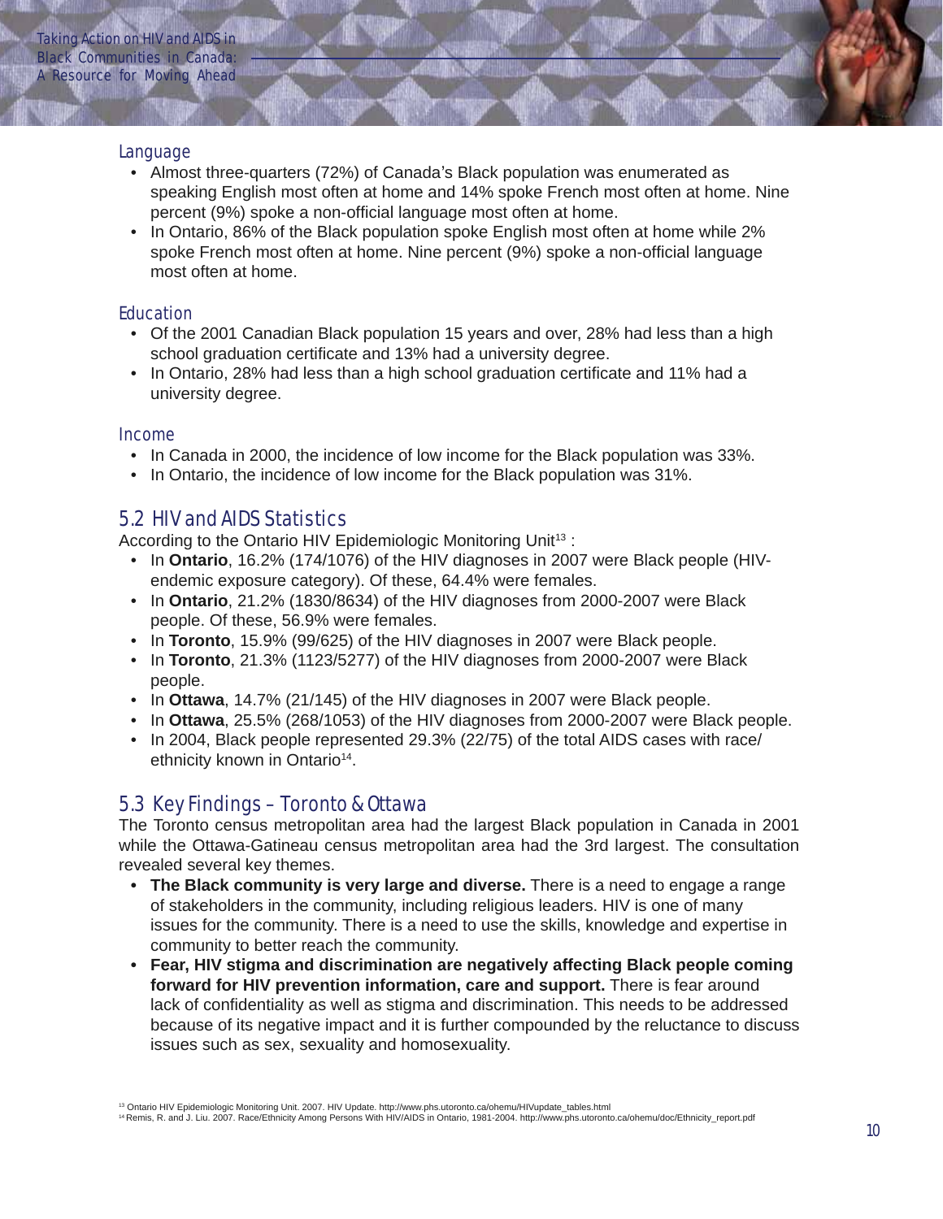### Language

- Almost three-quarters (72%) of Canada's Black population was enumerated as speaking English most often at home and 14% spoke French most often at home. Nine percent (9%) spoke a non-official language most often at home.
- In Ontario, 86% of the Black population spoke English most often at home while 2% spoke French most often at home. Nine percent (9%) spoke a non-official language most often at home.

### Education

- Of the 2001 Canadian Black population 15 years and over, 28% had less than a high school graduation certificate and 13% had a university degree.
- In Ontario, 28% had less than a high school graduation certificate and 11% had a university degree.

### Income

- In Canada in 2000, the incidence of low income for the Black population was 33%.
- In Ontario, the incidence of low income for the Black population was 31%.

## 5.2 HIV and AIDS Statistics

According to the Ontario HIV Epidemiologic Monitoring Unit[13] :

- In **Ontario**, 16.2% (174/1076) of the HIV diagnoses in 2007 were Black people (HIV-endemic exposure category). Of these, 64.4% were females.
- In **Ontario**, 21.2% (1830/8634) of the HIV diagnoses from 2000-2007 were Black people. Of these, 56.9% were females.
- In **Toronto**, 15.9% (99/625) of the HIV diagnoses in 2007 were Black people.
- In **Toronto**, 21.3% (1123/5277) of the HIV diagnoses from 2000-2007 were Black people.
- In **Ottawa**, 14.7% (21/145) of the HIV diagnoses in 2007 were Black people.
- In **Ottawa**, 25.5% (268/1053) of the HIV diagnoses from 2000-2007 were Black people.
- In 2004, Black people represented 29.3% (22/75) of the total AIDS cases with race/ethnicity known in Ontario[14].

## 5.3 Key Findings – Toronto & Ottawa

The Toronto census metropolitan area had the largest Black population in Canada in 2001 while the Ottawa-Gatineau census metropolitan area had the 3rd largest. The consultation revealed several key themes.

- **The Black community is very large and diverse.** There is a need to engage a range of stakeholders in the community, including religious leaders. HIV is one of many issues for the community. There is a need to use the skills, knowledge and expertise in community to better reach the community.
- **Fear, HIV stigma and discrimination are negatively affecting Black people coming forward for HIV prevention information, care and support.** There is fear around lack of confidentiality as well as stigma and discrimination. This needs to be addressed because of its negative impact and it is further compounded by the reluctance to discuss issues such as sex, sexuality and homosexuality.

[13] Ontario HIV Epidemiologic Monitoring Unit. 2007. HIV Update. http://www.phs.utoronto.ca/ohemu/HIVupdate_tables.html
[14] Remis, R. and J. Liu. 2007. Race/Ethnicity Among Persons With HIV/AIDS in Ontario, 1981-2004. http://www.phs.utoronto.ca/ohemu/doc/Ethnicity_report.pdf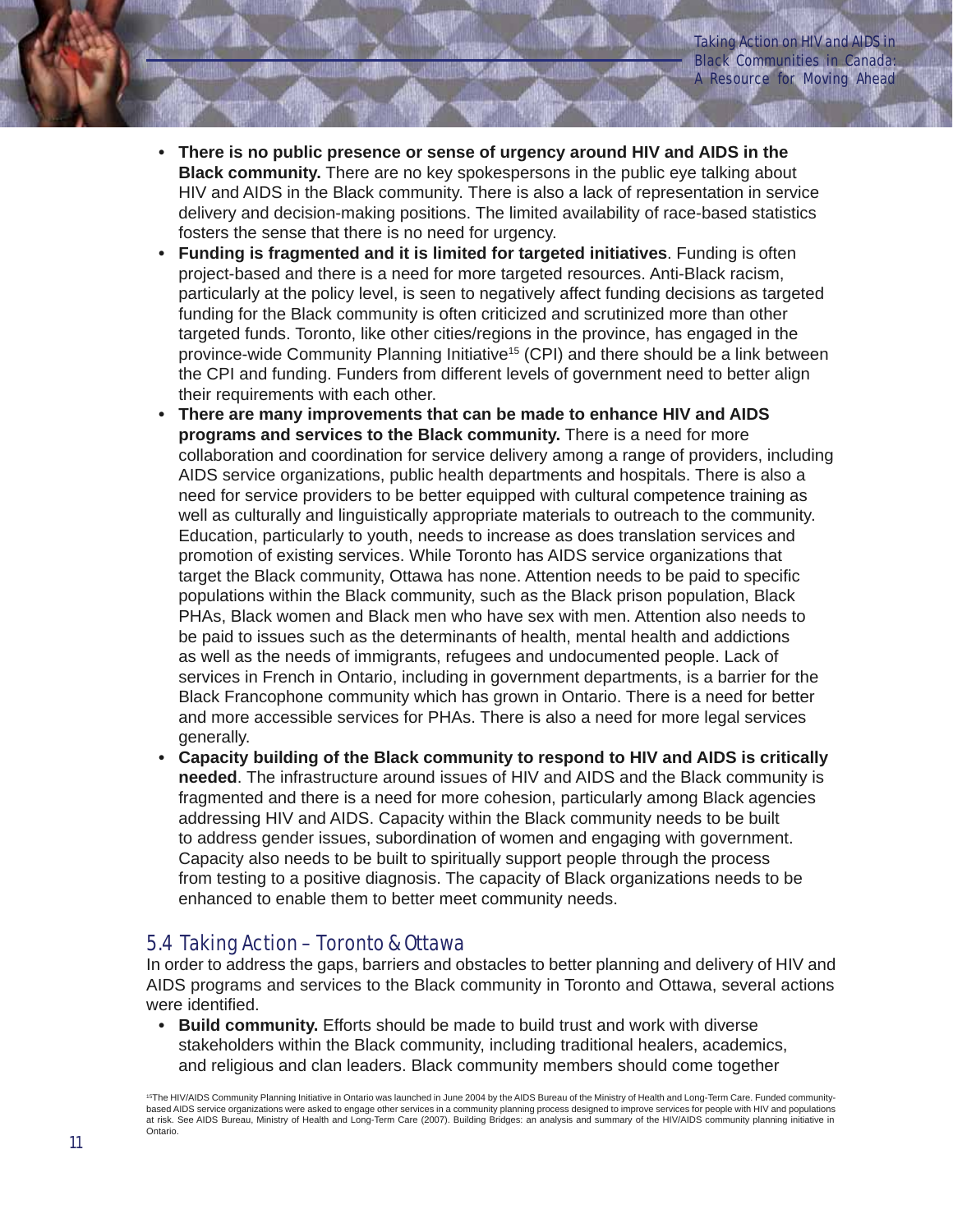- **There is no public presence or sense of urgency around HIV and AIDS in the Black community.** There are no key spokespersons in the public eye talking about HIV and AIDS in the Black community. There is also a lack of representation in service delivery and decision-making positions. The limited availability of race-based statistics fosters the sense that there is no need for urgency.
- **Funding is fragmented and it is limited for targeted initiatives**. Funding is often project-based and there is a need for more targeted resources. Anti-Black racism, particularly at the policy level, is seen to negatively affect funding decisions as targeted funding for the Black community is often criticized and scrutinized more than other targeted funds. Toronto, like other cities/regions in the province, has engaged in the province-wide Community Planning Initiative[15] (CPI) and there should be a link between the CPI and funding. Funders from different levels of government need to better align their requirements with each other.
- **There are many improvements that can be made to enhance HIV and AIDS programs and services to the Black community.** There is a need for more collaboration and coordination for service delivery among a range of providers, including AIDS service organizations, public health departments and hospitals. There is also a need for service providers to be better equipped with cultural competence training as well as culturally and linguistically appropriate materials to outreach to the community. Education, particularly to youth, needs to increase as does translation services and promotion of existing services. While Toronto has AIDS service organizations that target the Black community, Ottawa has none. Attention needs to be paid to specific populations within the Black community, such as the Black prison population, Black PHAs, Black women and Black men who have sex with men. Attention also needs to be paid to issues such as the determinants of health, mental health and addictions as well as the needs of immigrants, refugees and undocumented people. Lack of services in French in Ontario, including in government departments, is a barrier for the Black Francophone community which has grown in Ontario. There is a need for better and more accessible services for PHAs. There is also a need for more legal services generally.
- **Capacity building of the Black community to respond to HIV and AIDS is critically needed**. The infrastructure around issues of HIV and AIDS and the Black community is fragmented and there is a need for more cohesion, particularly among Black agencies addressing HIV and AIDS. Capacity within the Black community needs to be built to address gender issues, subordination of women and engaging with government. Capacity also needs to be built to spiritually support people through the process from testing to a positive diagnosis. The capacity of Black organizations needs to be enhanced to enable them to better meet community needs.

## 5.4 Taking Action – Toronto & Ottawa

In order to address the gaps, barriers and obstacles to better planning and delivery of HIV and AIDS programs and services to the Black community in Toronto and Ottawa, several actions were identified.

- **Build community.** Efforts should be made to build trust and work with diverse stakeholders within the Black community, including traditional healers, academics, and religious and clan leaders. Black community members should come together

[15]The HIV/AIDS Community Planning Initiative in Ontario was launched in June 2004 by the AIDS Bureau of the Ministry of Health and Long-Term Care. Funded community-based AIDS service organizations were asked to engage other services in a community planning process designed to improve services for people with HIV and populations at risk. See AIDS Bureau, Ministry of Health and Long-Term Care (2007). Building Bridges: an analysis and summary of the HIV/AIDS community planning initiative in Ontario.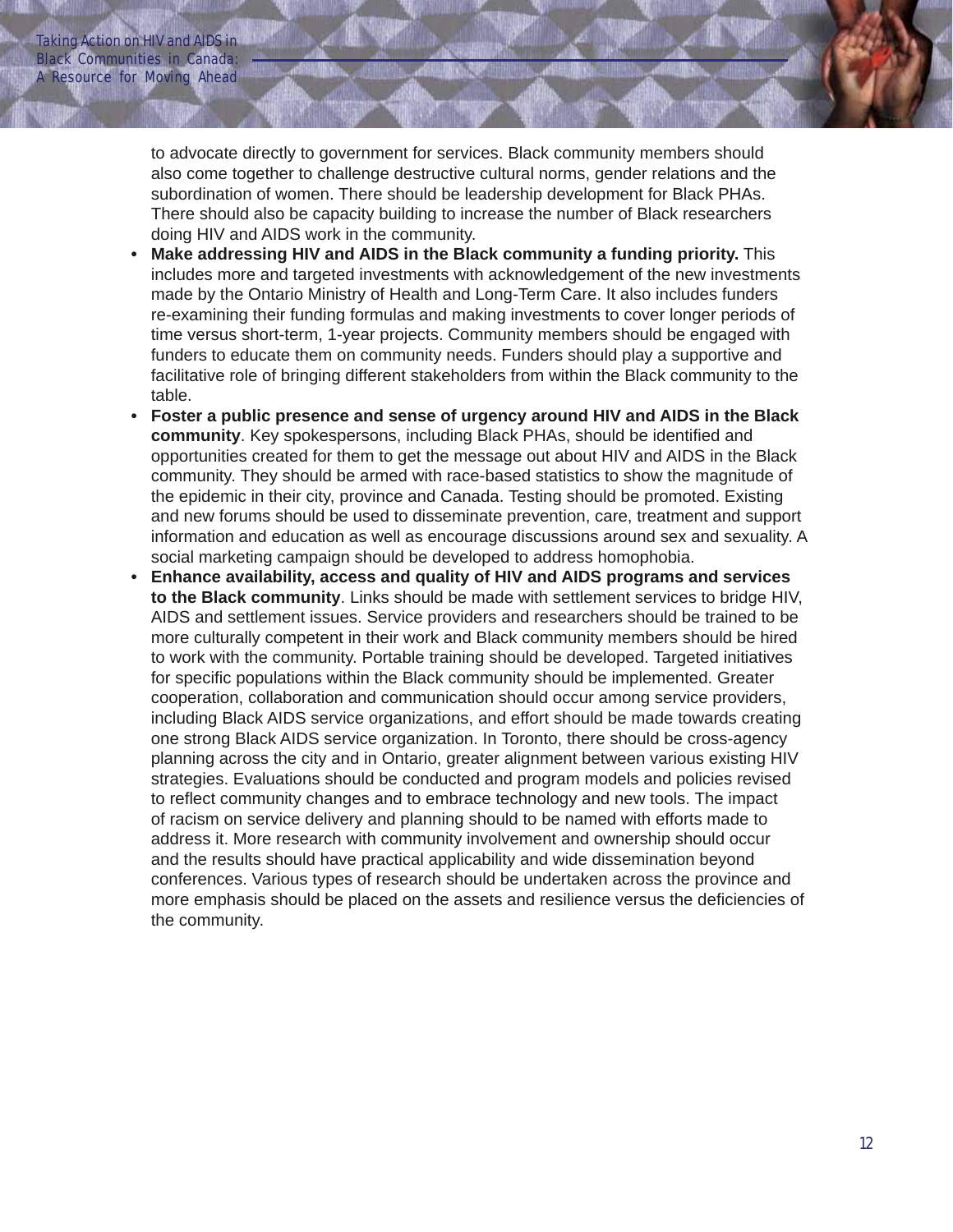to advocate directly to government for services. Black community members should also come together to challenge destructive cultural norms, gender relations and the subordination of women. There should be leadership development for Black PHAs. There should also be capacity building to increase the number of Black researchers doing HIV and AIDS work in the community.

- **Make addressing HIV and AIDS in the Black community a funding priority.** This includes more and targeted investments with acknowledgement of the new investments made by the Ontario Ministry of Health and Long-Term Care. It also includes funders re-examining their funding formulas and making investments to cover longer periods of time versus short-term, 1-year projects. Community members should be engaged with funders to educate them on community needs. Funders should play a supportive and facilitative role of bringing different stakeholders from within the Black community to the table.
- **Foster a public presence and sense of urgency around HIV and AIDS in the Black community**. Key spokespersons, including Black PHAs, should be identified and opportunities created for them to get the message out about HIV and AIDS in the Black community. They should be armed with race-based statistics to show the magnitude of the epidemic in their city, province and Canada. Testing should be promoted. Existing and new forums should be used to disseminate prevention, care, treatment and support information and education as well as encourage discussions around sex and sexuality. A social marketing campaign should be developed to address homophobia.
- **Enhance availability, access and quality of HIV and AIDS programs and services to the Black community**. Links should be made with settlement services to bridge HIV, AIDS and settlement issues. Service providers and researchers should be trained to be more culturally competent in their work and Black community members should be hired to work with the community. Portable training should be developed. Targeted initiatives for specific populations within the Black community should be implemented. Greater cooperation, collaboration and communication should occur among service providers, including Black AIDS service organizations, and effort should be made towards creating one strong Black AIDS service organization. In Toronto, there should be cross-agency planning across the city and in Ontario, greater alignment between various existing HIV strategies. Evaluations should be conducted and program models and policies revised to reflect community changes and to embrace technology and new tools. The impact of racism on service delivery and planning should to be named with efforts made to address it. More research with community involvement and ownership should occur and the results should have practical applicability and wide dissemination beyond conferences. Various types of research should be undertaken across the province and more emphasis should be placed on the assets and resilience versus the deficiencies of the community.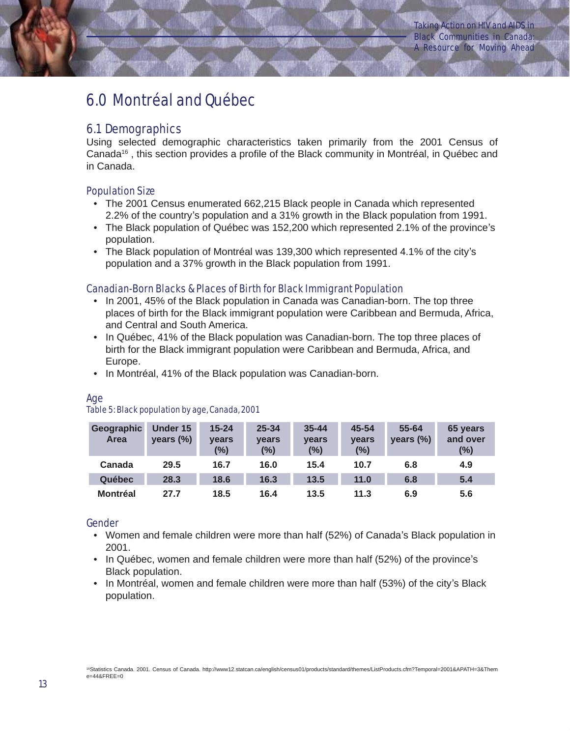# 6.0 Montréal and Québec

## 6.1 Demographics

Using selected demographic characteristics taken primarily from the 2001 Census of Canada[16] , this section provides a profile of the Black community in Montréal, in Québec and in Canada.

### Population Size

- The 2001 Census enumerated 662,215 Black people in Canada which represented 2.2% of the country's population and a 31% growth in the Black population from 1991.
- The Black population of Québec was 152,200 which represented 2.1% of the province's population.
- The Black population of Montréal was 139,300 which represented 4.1% of the city's population and a 37% growth in the Black population from 1991.

### Canadian-Born Blacks & Places of Birth for Black Immigrant Population

- In 2001, 45% of the Black population in Canada was Canadian-born. The top three places of birth for the Black immigrant population were Caribbean and Bermuda, Africa, and Central and South America.
- In Québec, 41% of the Black population was Canadian-born. The top three places of birth for the Black immigrant population were Caribbean and Bermuda, Africa, and Europe.
- In Montréal, 41% of the Black population was Canadian-born.

### Age

Table 5: Black population by age, Canada, 2001

| Geographic Area | Under 15 years (%) | 15-24 years (%) | 25-34 years (%) | 35-44 years (%) | 45-54 years (%) | 55-64 years (%) | 65 years and over (%) |
|---|---|---|---|---|---|---|---|
| Canada | 29.5 | 16.7 | 16.0 | 15.4 | 10.7 | 6.8 | 4.9 |
| Québec | 28.3 | 18.6 | 16.3 | 13.5 | 11.0 | 6.8 | 5.4 |
| Montréal | 27.7 | 18.5 | 16.4 | 13.5 | 11.3 | 6.9 | 5.6 |

### Gender

- Women and female children were more than half (52%) of Canada's Black population in 2001.
- In Québec, women and female children were more than half (52%) of the province's Black population.
- In Montréal, women and female children were more than half (53%) of the city's Black population.

[16]Statistics Canada. 2001. Census of Canada. http://www12.statcan.ca/english/census01/products/standard/themes/ListProducts.cfm?Temporal=2001&APATH=3&Theme=44&FREE=0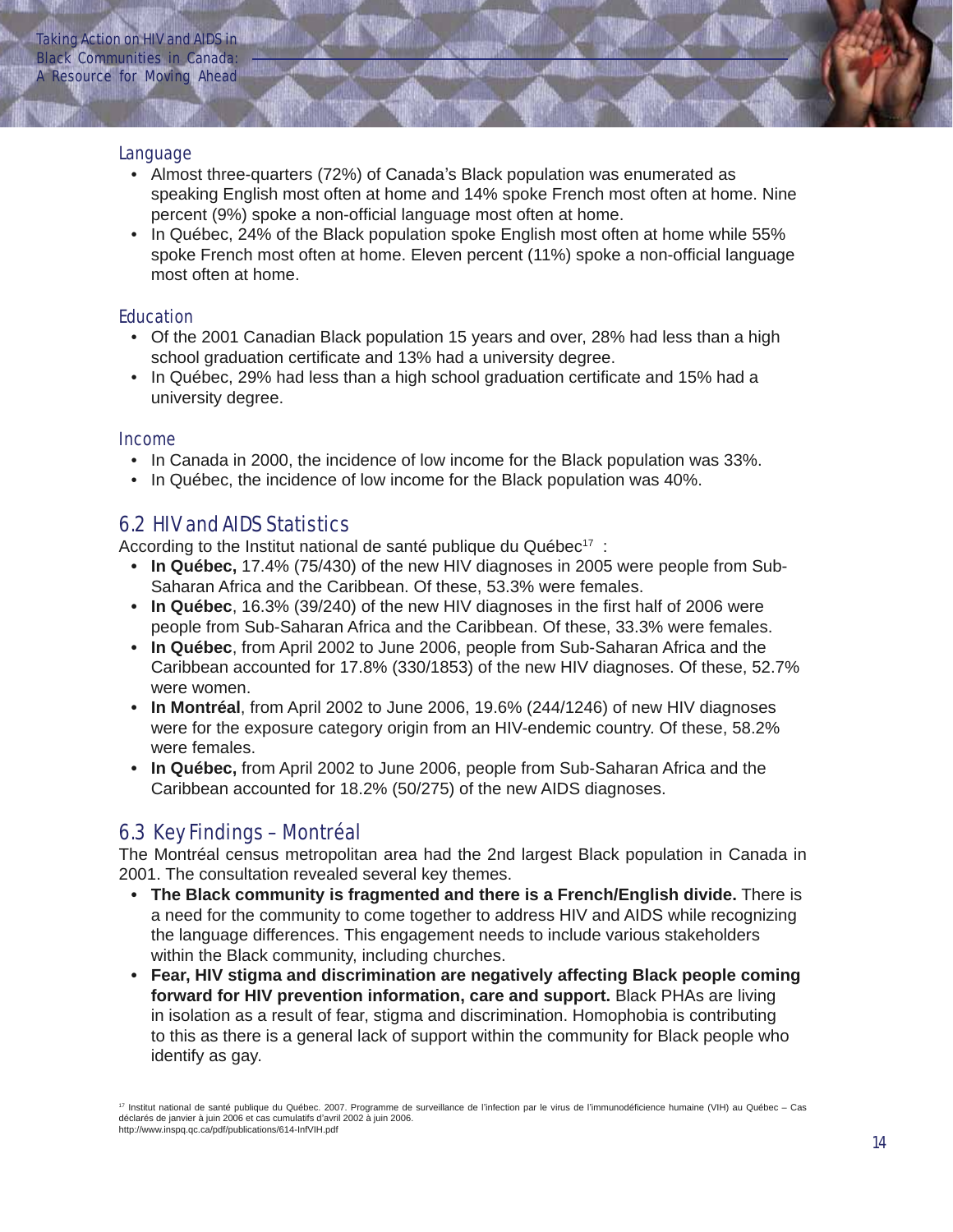### Language

- Almost three-quarters (72%) of Canada's Black population was enumerated as speaking English most often at home and 14% spoke French most often at home. Nine percent (9%) spoke a non-official language most often at home.
- In Québec, 24% of the Black population spoke English most often at home while 55% spoke French most often at home. Eleven percent (11%) spoke a non-official language most often at home.

### Education

- Of the 2001 Canadian Black population 15 years and over, 28% had less than a high school graduation certificate and 13% had a university degree.
- In Québec, 29% had less than a high school graduation certificate and 15% had a university degree.

### Income

- In Canada in 2000, the incidence of low income for the Black population was 33%.
- In Québec, the incidence of low income for the Black population was 40%.

## 6.2 HIV and AIDS Statistics

According to the Institut national de santé publique du Québec[17] :

- **In Québec,** 17.4% (75/430) of the new HIV diagnoses in 2005 were people from Sub-Saharan Africa and the Caribbean. Of these, 53.3% were females.
- **In Québec**, 16.3% (39/240) of the new HIV diagnoses in the first half of 2006 were people from Sub-Saharan Africa and the Caribbean. Of these, 33.3% were females.
- **In Québec**, from April 2002 to June 2006, people from Sub-Saharan Africa and the Caribbean accounted for 17.8% (330/1853) of the new HIV diagnoses. Of these, 52.7% were women.
- **In Montréal**, from April 2002 to June 2006, 19.6% (244/1246) of new HIV diagnoses were for the exposure category origin from an HIV-endemic country. Of these, 58.2% were females.
- **In Québec,** from April 2002 to June 2006, people from Sub-Saharan Africa and the Caribbean accounted for 18.2% (50/275) of the new AIDS diagnoses.

## 6.3 Key Findings – Montréal

The Montréal census metropolitan area had the 2nd largest Black population in Canada in 2001. The consultation revealed several key themes.

- **The Black community is fragmented and there is a French/English divide.** There is a need for the community to come together to address HIV and AIDS while recognizing the language differences. This engagement needs to include various stakeholders within the Black community, including churches.
- **Fear, HIV stigma and discrimination are negatively affecting Black people coming forward for HIV prevention information, care and support.** Black PHAs are living in isolation as a result of fear, stigma and discrimination. Homophobia is contributing to this as there is a general lack of support within the community for Black people who identify as gay.

[17] Institut national de santé publique du Québec. 2007. Programme de surveillance de l'infection par le virus de l'immunodéficience humaine (VIH) au Québec – Cas déclarés de janvier à juin 2006 et cas cumulatifs d'avril 2002 à juin 2006. http://www.inspq.qc.ca/pdf/publications/614-InfVIH.pdf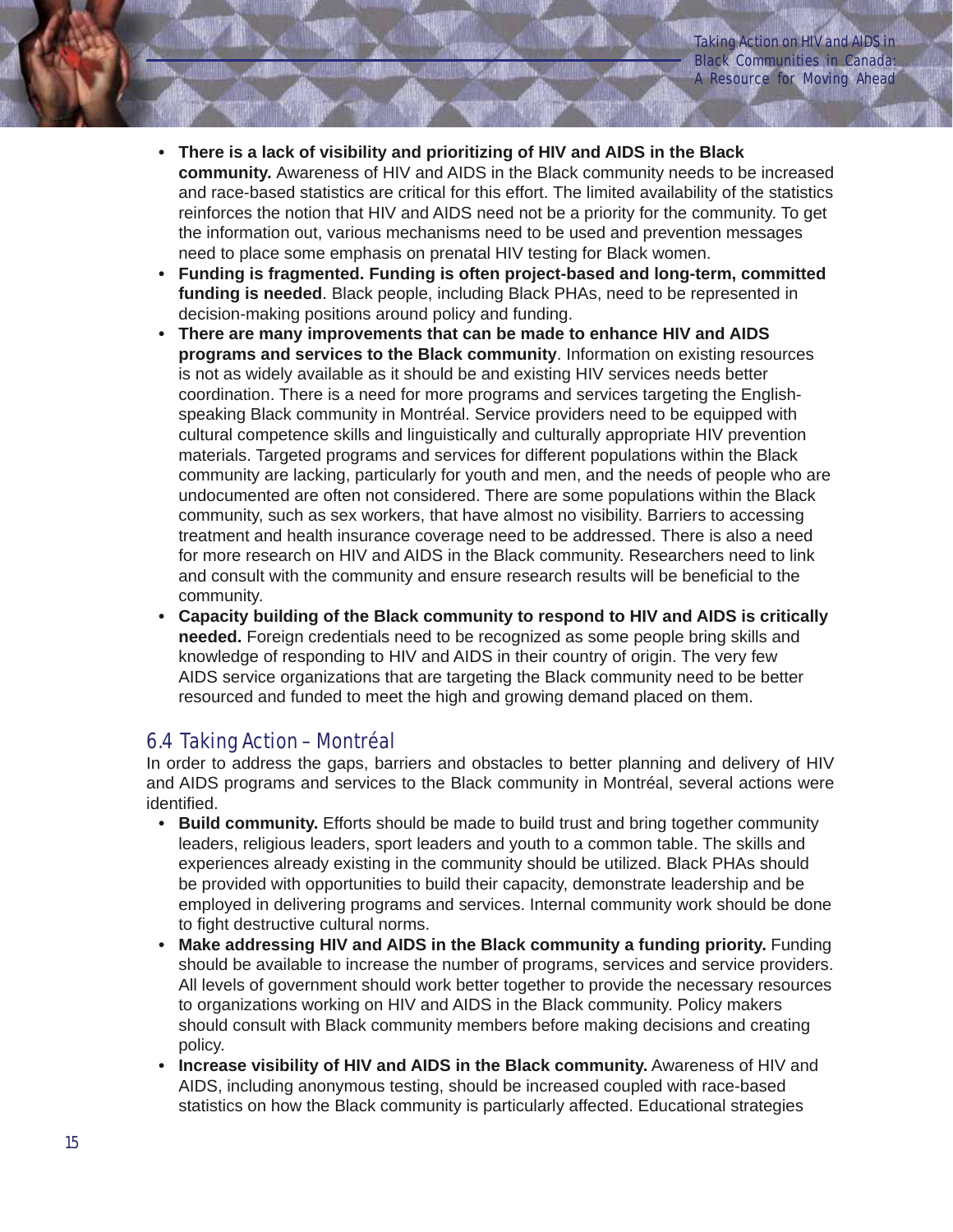- **There is a lack of visibility and prioritizing of HIV and AIDS in the Black community.** Awareness of HIV and AIDS in the Black community needs to be increased and race-based statistics are critical for this effort. The limited availability of the statistics reinforces the notion that HIV and AIDS need not be a priority for the community. To get the information out, various mechanisms need to be used and prevention messages need to place some emphasis on prenatal HIV testing for Black women.
- **Funding is fragmented. Funding is often project-based and long-term, committed funding is needed**. Black people, including Black PHAs, need to be represented in decision-making positions around policy and funding.
- **There are many improvements that can be made to enhance HIV and AIDS programs and services to the Black community**. Information on existing resources is not as widely available as it should be and existing HIV services needs better coordination. There is a need for more programs and services targeting the English-speaking Black community in Montréal. Service providers need to be equipped with cultural competence skills and linguistically and culturally appropriate HIV prevention materials. Targeted programs and services for different populations within the Black community are lacking, particularly for youth and men, and the needs of people who are undocumented are often not considered. There are some populations within the Black community, such as sex workers, that have almost no visibility. Barriers to accessing treatment and health insurance coverage need to be addressed. There is also a need for more research on HIV and AIDS in the Black community. Researchers need to link and consult with the community and ensure research results will be beneficial to the community.
- **Capacity building of the Black community to respond to HIV and AIDS is critically needed.** Foreign credentials need to be recognized as some people bring skills and knowledge of responding to HIV and AIDS in their country of origin. The very few AIDS service organizations that are targeting the Black community need to be better resourced and funded to meet the high and growing demand placed on them.

## 6.4 Taking Action – Montréal

In order to address the gaps, barriers and obstacles to better planning and delivery of HIV and AIDS programs and services to the Black community in Montréal, several actions were identified.

- **Build community.** Efforts should be made to build trust and bring together community leaders, religious leaders, sport leaders and youth to a common table. The skills and experiences already existing in the community should be utilized. Black PHAs should be provided with opportunities to build their capacity, demonstrate leadership and be employed in delivering programs and services. Internal community work should be done to fight destructive cultural norms.
- **Make addressing HIV and AIDS in the Black community a funding priority.** Funding should be available to increase the number of programs, services and service providers. All levels of government should work better together to provide the necessary resources to organizations working on HIV and AIDS in the Black community. Policy makers should consult with Black community members before making decisions and creating policy.
- **Increase visibility of HIV and AIDS in the Black community.** Awareness of HIV and AIDS, including anonymous testing, should be increased coupled with race-based statistics on how the Black community is particularly affected. Educational strategies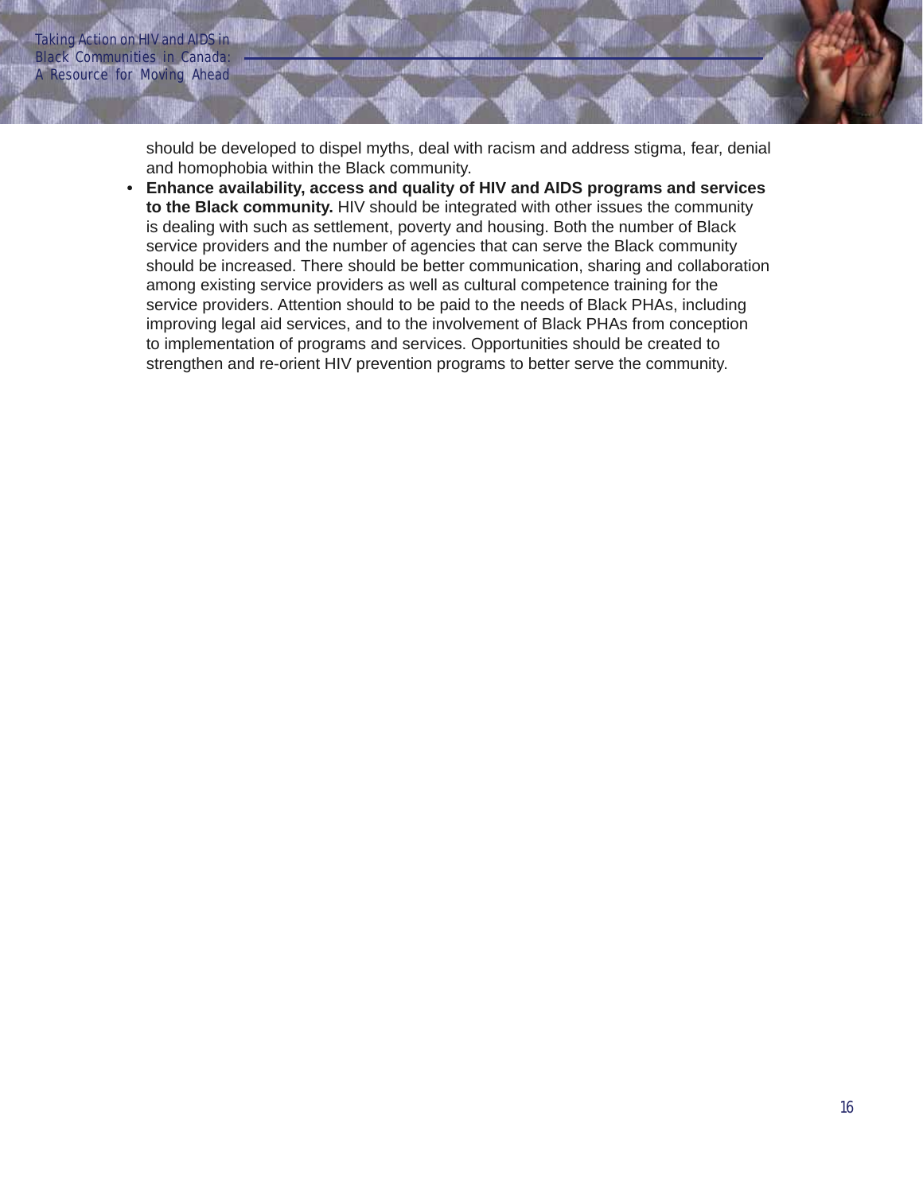should be developed to dispel myths, deal with racism and address stigma, fear, denial and homophobia within the Black community.

- **Enhance availability, access and quality of HIV and AIDS programs and services to the Black community.** HIV should be integrated with other issues the community is dealing with such as settlement, poverty and housing. Both the number of Black service providers and the number of agencies that can serve the Black community should be increased. There should be better communication, sharing and collaboration among existing service providers as well as cultural competence training for the service providers. Attention should to be paid to the needs of Black PHAs, including improving legal aid services, and to the involvement of Black PHAs from conception to implementation of programs and services. Opportunities should be created to strengthen and re-orient HIV prevention programs to better serve the community.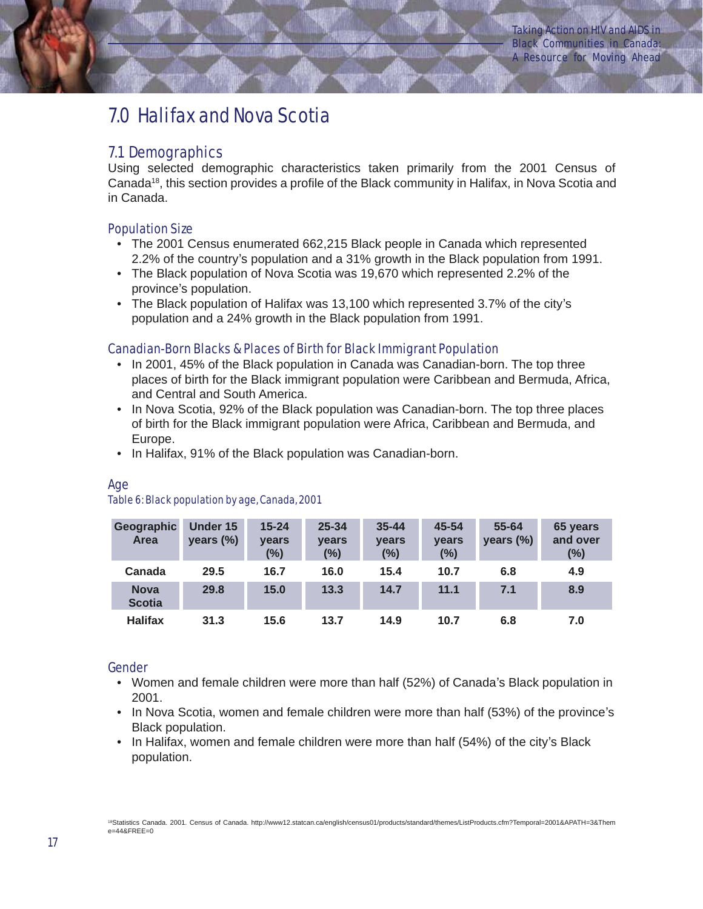# 7.0 Halifax and Nova Scotia

## 7.1 Demographics

Using selected demographic characteristics taken primarily from the 2001 Census of Canada[18], this section provides a profile of the Black community in Halifax, in Nova Scotia and in Canada.

### Population Size

- The 2001 Census enumerated 662,215 Black people in Canada which represented 2.2% of the country's population and a 31% growth in the Black population from 1991.
- The Black population of Nova Scotia was 19,670 which represented 2.2% of the province's population.
- The Black population of Halifax was 13,100 which represented 3.7% of the city's population and a 24% growth in the Black population from 1991.

### Canadian-Born Blacks & Places of Birth for Black Immigrant Population

- In 2001, 45% of the Black population in Canada was Canadian-born. The top three places of birth for the Black immigrant population were Caribbean and Bermuda, Africa, and Central and South America.
- In Nova Scotia, 92% of the Black population was Canadian-born. The top three places of birth for the Black immigrant population were Africa, Caribbean and Bermuda, and Europe.
- In Halifax, 91% of the Black population was Canadian-born.

### Age

Table 6: Black population by age, Canada, 2001

| Geographic Area | Under 15 years (%) | 15-24 years (%) | 25-34 years (%) | 35-44 years (%) | 45-54 years (%) | 55-64 years (%) | 65 years and over (%) |
|---|---|---|---|---|---|---|---|
| **Canada** | **29.5** | **16.7** | **16.0** | **15.4** | **10.7** | **6.8** | **4.9** |
| **Nova Scotia** | **29.8** | **15.0** | **13.3** | **14.7** | **11.1** | **7.1** | **8.9** |
| **Halifax** | **31.3** | **15.6** | **13.7** | **14.9** | **10.7** | **6.8** | **7.0** |

### Gender

- Women and female children were more than half (52%) of Canada's Black population in 2001.
- In Nova Scotia, women and female children were more than half (53%) of the province's Black population.
- In Halifax, women and female children were more than half (54%) of the city's Black population.

[18]Statistics Canada. 2001. Census of Canada. http://www12.statcan.ca/english/census01/products/standard/themes/ListProducts.cfm?Temporal=2001&APATH=3&Theme=44&FREE=0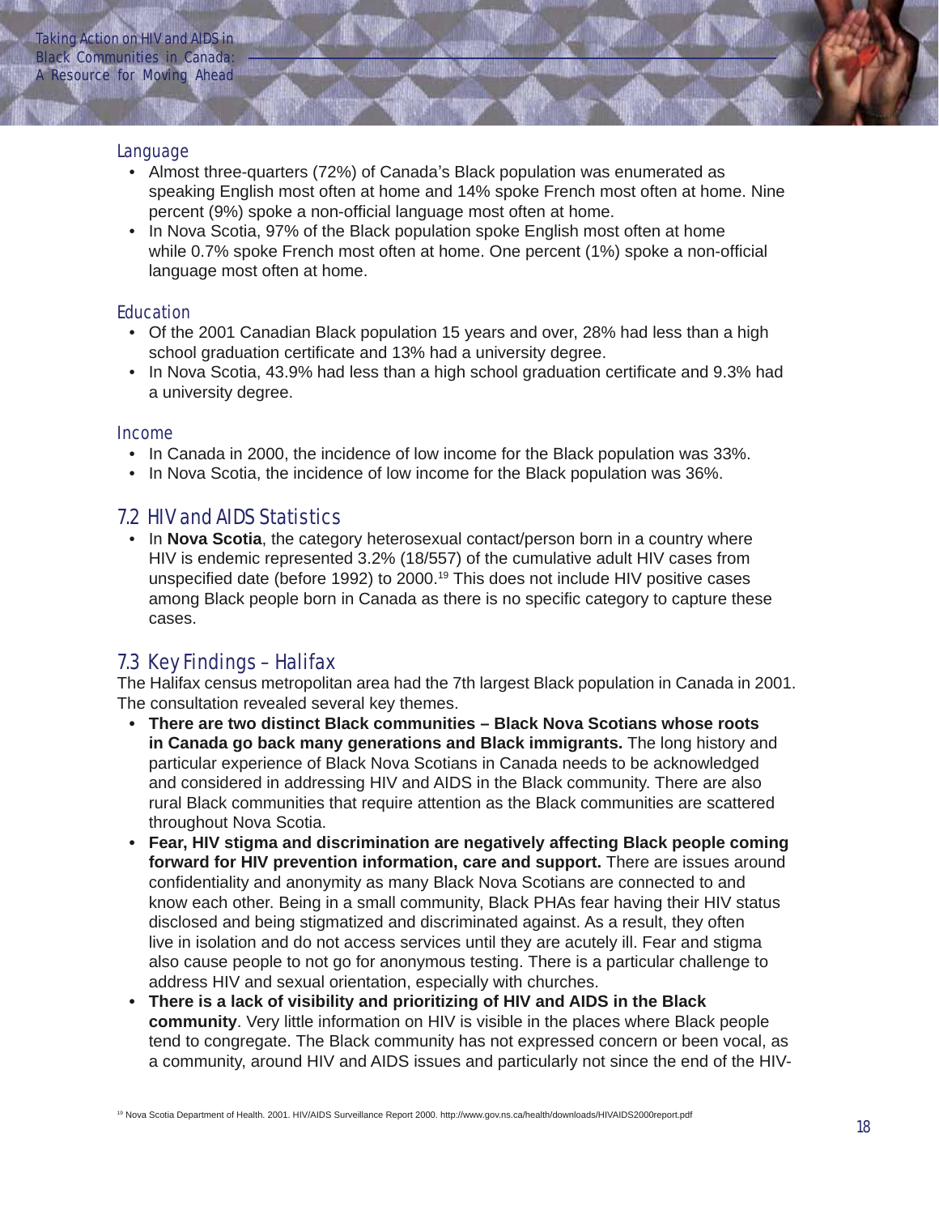### Language

- Almost three-quarters (72%) of Canada's Black population was enumerated as speaking English most often at home and 14% spoke French most often at home. Nine percent (9%) spoke a non-official language most often at home.
- In Nova Scotia, 97% of the Black population spoke English most often at home while 0.7% spoke French most often at home. One percent (1%) spoke a non-official language most often at home.

### Education

- Of the 2001 Canadian Black population 15 years and over, 28% had less than a high school graduation certificate and 13% had a university degree.
- In Nova Scotia, 43.9% had less than a high school graduation certificate and 9.3% had a university degree.

### Income

- In Canada in 2000, the incidence of low income for the Black population was 33%.
- In Nova Scotia, the incidence of low income for the Black population was 36%.

## 7.2 HIV and AIDS Statistics

- In **Nova Scotia**, the category heterosexual contact/person born in a country where HIV is endemic represented 3.2% (18/557) of the cumulative adult HIV cases from unspecified date (before 1992) to 2000.[19] This does not include HIV positive cases among Black people born in Canada as there is no specific category to capture these cases.

## 7.3 Key Findings – Halifax

The Halifax census metropolitan area had the 7th largest Black population in Canada in 2001. The consultation revealed several key themes.

- **There are two distinct Black communities – Black Nova Scotians whose roots in Canada go back many generations and Black immigrants.** The long history and particular experience of Black Nova Scotians in Canada needs to be acknowledged and considered in addressing HIV and AIDS in the Black community. There are also rural Black communities that require attention as the Black communities are scattered throughout Nova Scotia.
- **Fear, HIV stigma and discrimination are negatively affecting Black people coming forward for HIV prevention information, care and support.** There are issues around confidentiality and anonymity as many Black Nova Scotians are connected to and know each other. Being in a small community, Black PHAs fear having their HIV status disclosed and being stigmatized and discriminated against. As a result, they often live in isolation and do not access services until they are acutely ill. Fear and stigma also cause people to not go for anonymous testing. There is a particular challenge to address HIV and sexual orientation, especially with churches.
- **There is a lack of visibility and prioritizing of HIV and AIDS in the Black community**. Very little information on HIV is visible in the places where Black people tend to congregate. The Black community has not expressed concern or been vocal, as a community, around HIV and AIDS issues and particularly not since the end of the HIV-

[19] Nova Scotia Department of Health. 2001. HIV/AIDS Surveillance Report 2000. http://www.gov.ns.ca/health/downloads/HIVAIDS2000report.pdf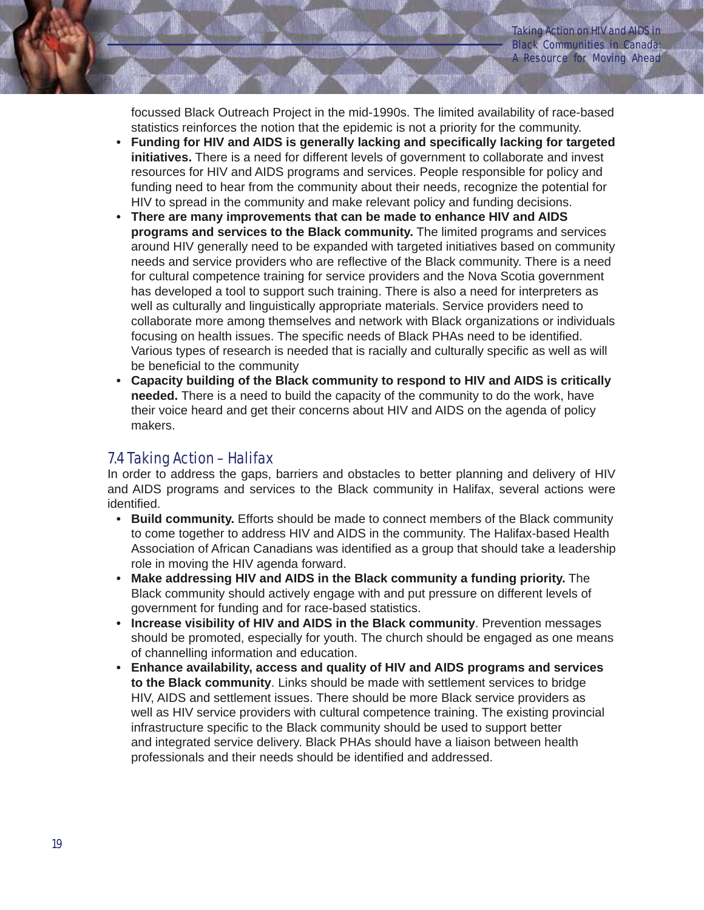focussed Black Outreach Project in the mid-1990s. The limited availability of race-based statistics reinforces the notion that the epidemic is not a priority for the community.

- **Funding for HIV and AIDS is generally lacking and specifically lacking for targeted initiatives.** There is a need for different levels of government to collaborate and invest resources for HIV and AIDS programs and services. People responsible for policy and funding need to hear from the community about their needs, recognize the potential for HIV to spread in the community and make relevant policy and funding decisions.
- **There are many improvements that can be made to enhance HIV and AIDS programs and services to the Black community.** The limited programs and services around HIV generally need to be expanded with targeted initiatives based on community needs and service providers who are reflective of the Black community. There is a need for cultural competence training for service providers and the Nova Scotia government has developed a tool to support such training. There is also a need for interpreters as well as culturally and linguistically appropriate materials. Service providers need to collaborate more among themselves and network with Black organizations or individuals focusing on health issues. The specific needs of Black PHAs need to be identified. Various types of research is needed that is racially and culturally specific as well as will be beneficial to the community
- **Capacity building of the Black community to respond to HIV and AIDS is critically needed.** There is a need to build the capacity of the community to do the work, have their voice heard and get their concerns about HIV and AIDS on the agenda of policy makers.

## 7.4 Taking Action – Halifax

In order to address the gaps, barriers and obstacles to better planning and delivery of HIV and AIDS programs and services to the Black community in Halifax, several actions were identified.

- **Build community.** Efforts should be made to connect members of the Black community to come together to address HIV and AIDS in the community. The Halifax-based Health Association of African Canadians was identified as a group that should take a leadership role in moving the HIV agenda forward.
- **Make addressing HIV and AIDS in the Black community a funding priority.** The Black community should actively engage with and put pressure on different levels of government for funding and for race-based statistics.
- **Increase visibility of HIV and AIDS in the Black community**. Prevention messages should be promoted, especially for youth. The church should be engaged as one means of channelling information and education.
- **Enhance availability, access and quality of HIV and AIDS programs and services to the Black community**. Links should be made with settlement services to bridge HIV, AIDS and settlement issues. There should be more Black service providers as well as HIV service providers with cultural competence training. The existing provincial infrastructure specific to the Black community should be used to support better and integrated service delivery. Black PHAs should have a liaison between health professionals and their needs should be identified and addressed.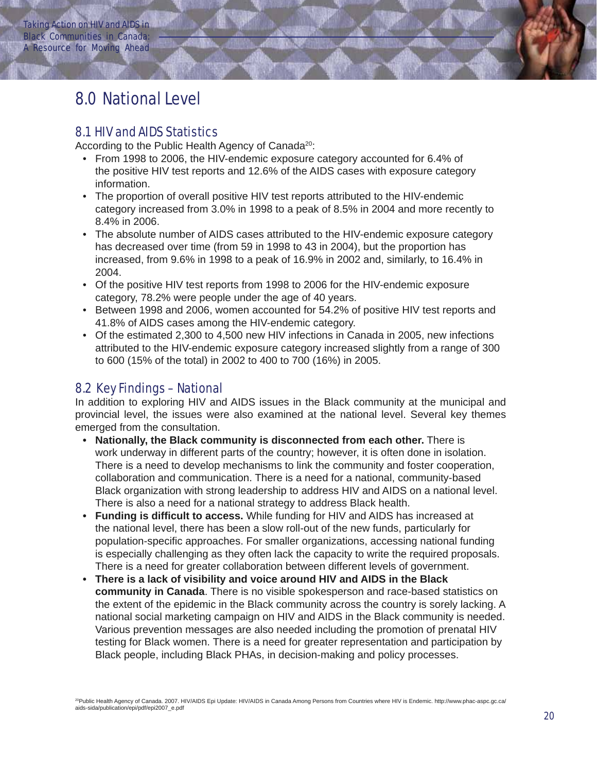# 8.0 National Level

## 8.1 HIV and AIDS Statistics

According to the Public Health Agency of Canada[20]:

- From 1998 to 2006, the HIV-endemic exposure category accounted for 6.4% of the positive HIV test reports and 12.6% of the AIDS cases with exposure category information.
- The proportion of overall positive HIV test reports attributed to the HIV-endemic category increased from 3.0% in 1998 to a peak of 8.5% in 2004 and more recently to 8.4% in 2006.
- The absolute number of AIDS cases attributed to the HIV-endemic exposure category has decreased over time (from 59 in 1998 to 43 in 2004), but the proportion has increased, from 9.6% in 1998 to a peak of 16.9% in 2002 and, similarly, to 16.4% in 2004.
- Of the positive HIV test reports from 1998 to 2006 for the HIV-endemic exposure category, 78.2% were people under the age of 40 years.
- Between 1998 and 2006, women accounted for 54.2% of positive HIV test reports and 41.8% of AIDS cases among the HIV-endemic category.
- Of the estimated 2,300 to 4,500 new HIV infections in Canada in 2005, new infections attributed to the HIV-endemic exposure category increased slightly from a range of 300 to 600 (15% of the total) in 2002 to 400 to 700 (16%) in 2005.

## 8.2 Key Findings – National

In addition to exploring HIV and AIDS issues in the Black community at the municipal and provincial level, the issues were also examined at the national level. Several key themes emerged from the consultation.

- **Nationally, the Black community is disconnected from each other.** There is work underway in different parts of the country; however, it is often done in isolation. There is a need to develop mechanisms to link the community and foster cooperation, collaboration and communication. There is a need for a national, community-based Black organization with strong leadership to address HIV and AIDS on a national level. There is also a need for a national strategy to address Black health.
- **Funding is difficult to access.** While funding for HIV and AIDS has increased at the national level, there has been a slow roll-out of the new funds, particularly for population-specific approaches. For smaller organizations, accessing national funding is especially challenging as they often lack the capacity to write the required proposals. There is a need for greater collaboration between different levels of government.
- **There is a lack of visibility and voice around HIV and AIDS in the Black community in Canada**. There is no visible spokesperson and race-based statistics on the extent of the epidemic in the Black community across the country is sorely lacking. A national social marketing campaign on HIV and AIDS in the Black community is needed. Various prevention messages are also needed including the promotion of prenatal HIV testing for Black women. There is a need for greater representation and participation by Black people, including Black PHAs, in decision-making and policy processes.

[20] Public Health Agency of Canada. 2007. HIV/AIDS Epi Update: HIV/AIDS in Canada Among Persons from Countries where HIV is Endemic. http://www.phac-aspc.gc.ca/aids-sida/publication/epi/pdf/epi2007_e.pdf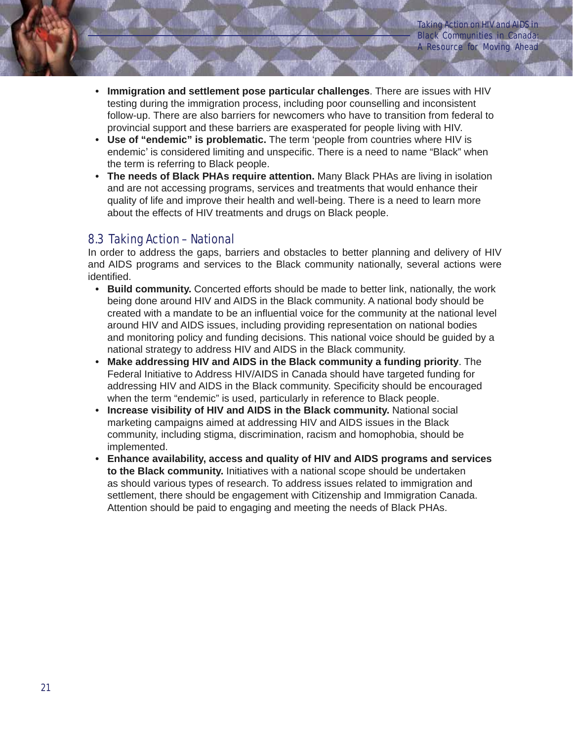- **Immigration and settlement pose particular challenges**. There are issues with HIV testing during the immigration process, including poor counselling and inconsistent follow-up. There are also barriers for newcomers who have to transition from federal to provincial support and these barriers are exasperated for people living with HIV.
- **Use of “endemic” is problematic.** The term ‘people from countries where HIV is endemic’ is considered limiting and unspecific. There is a need to name “Black” when the term is referring to Black people.
- **The needs of Black PHAs require attention.** Many Black PHAs are living in isolation and are not accessing programs, services and treatments that would enhance their quality of life and improve their health and well-being. There is a need to learn more about the effects of HIV treatments and drugs on Black people.

## 8.3 Taking Action – National

In order to address the gaps, barriers and obstacles to better planning and delivery of HIV and AIDS programs and services to the Black community nationally, several actions were identified.

- **Build community.** Concerted efforts should be made to better link, nationally, the work being done around HIV and AIDS in the Black community. A national body should be created with a mandate to be an influential voice for the community at the national level around HIV and AIDS issues, including providing representation on national bodies and monitoring policy and funding decisions. This national voice should be guided by a national strategy to address HIV and AIDS in the Black community.
- **Make addressing HIV and AIDS in the Black community a funding priority**. The Federal Initiative to Address HIV/AIDS in Canada should have targeted funding for addressing HIV and AIDS in the Black community. Specificity should be encouraged when the term “endemic” is used, particularly in reference to Black people.
- **Increase visibility of HIV and AIDS in the Black community.** National social marketing campaigns aimed at addressing HIV and AIDS issues in the Black community, including stigma, discrimination, racism and homophobia, should be implemented.
- **Enhance availability, access and quality of HIV and AIDS programs and services to the Black community.** Initiatives with a national scope should be undertaken as should various types of research. To address issues related to immigration and settlement, there should be engagement with Citizenship and Immigration Canada. Attention should be paid to engaging and meeting the needs of Black PHAs.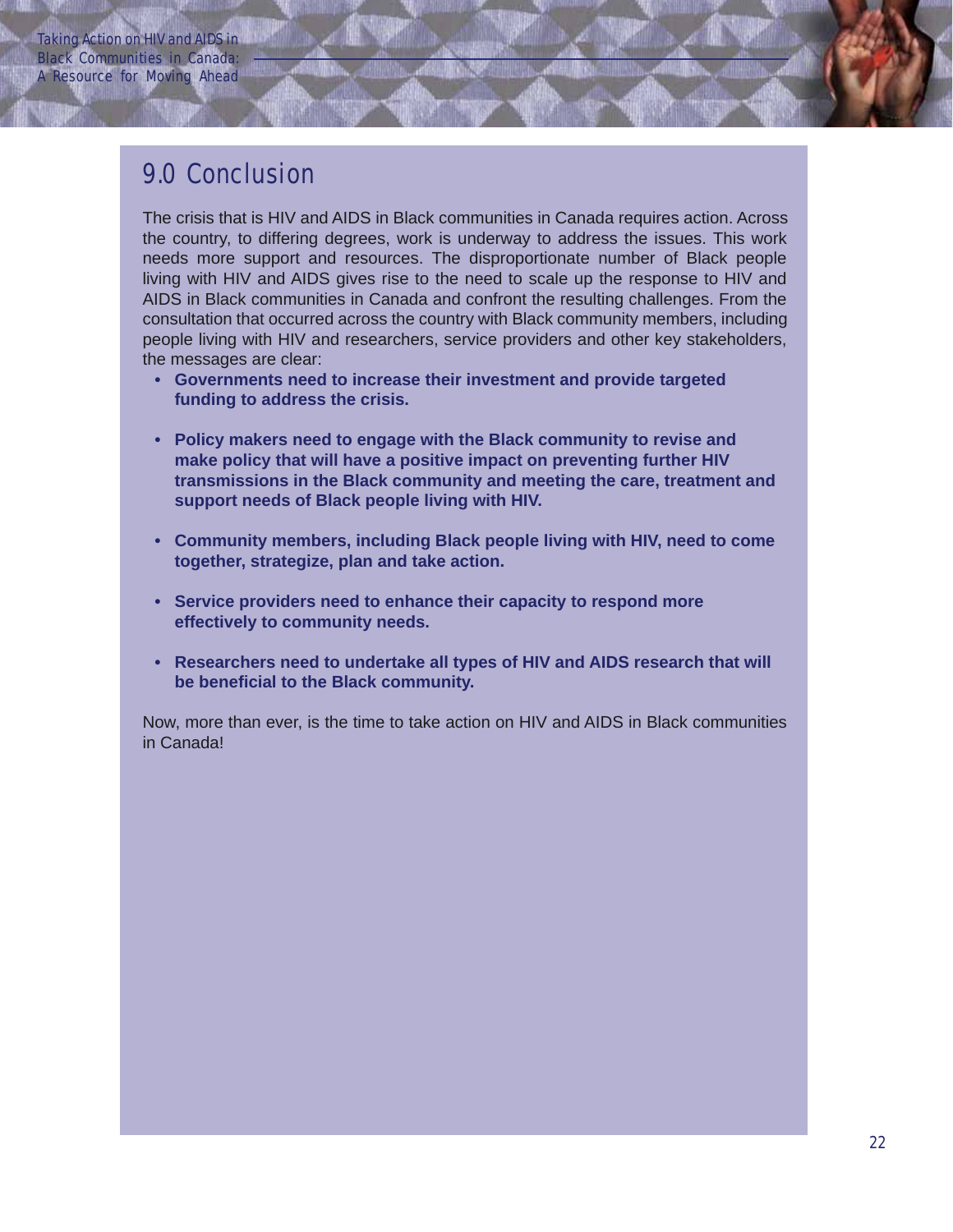# 9.0 Conclusion

The crisis that is HIV and AIDS in Black communities in Canada requires action. Across the country, to differing degrees, work is underway to address the issues. This work needs more support and resources. The disproportionate number of Black people living with HIV and AIDS gives rise to the need to scale up the response to HIV and AIDS in Black communities in Canada and confront the resulting challenges. From the consultation that occurred across the country with Black community members, including people living with HIV and researchers, service providers and other key stakeholders, the messages are clear:

- **Governments need to increase their investment and provide targeted funding to address the crisis.**
- **Policy makers need to engage with the Black community to revise and make policy that will have a positive impact on preventing further HIV transmissions in the Black community and meeting the care, treatment and support needs of Black people living with HIV.**
- **Community members, including Black people living with HIV, need to come together, strategize, plan and take action.**
- **Service providers need to enhance their capacity to respond more effectively to community needs.**
- **Researchers need to undertake all types of HIV and AIDS research that will be beneficial to the Black community.**

Now, more than ever, is the time to take action on HIV and AIDS in Black communities in Canada!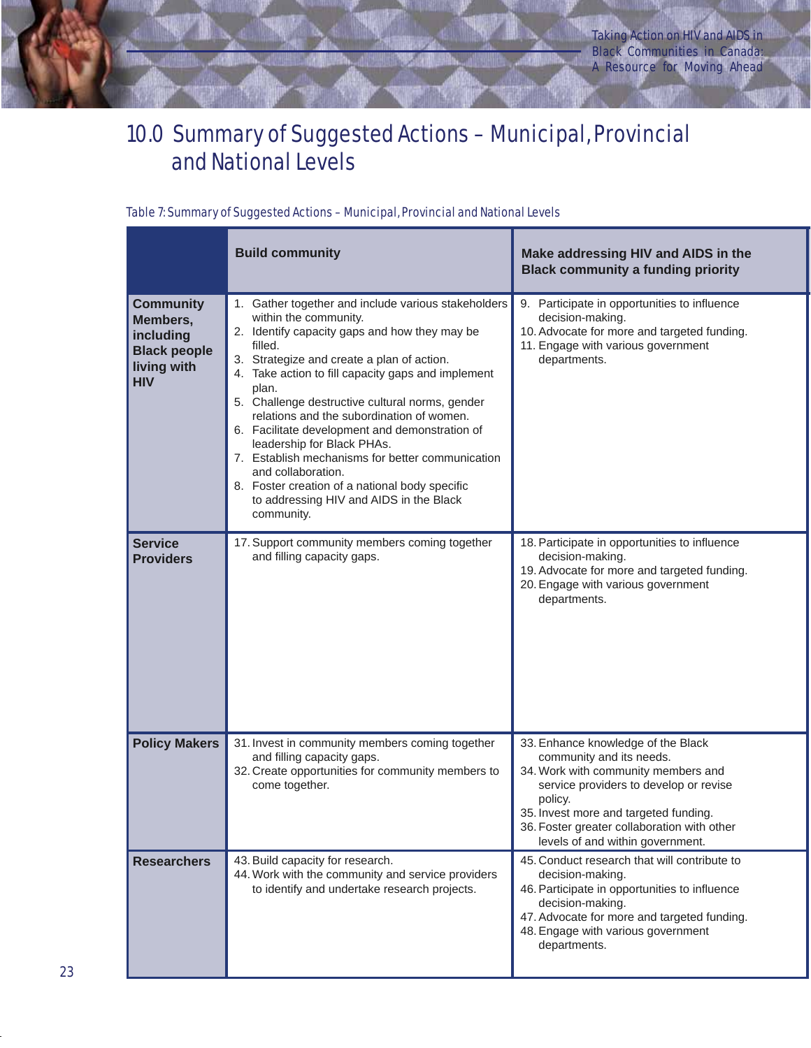# 10.0 Summary of Suggested Actions – Municipal, Provincial and National Levels

Table 7: Summary of Suggested Actions – Municipal, Provincial and National Levels

| | Build community | Make addressing HIV and AIDS in the Black community a funding priority |
|---|---|---|
| **Community Members, including Black people living with HIV** | 1. Gather together and include various stakeholders within the community.<br>2. Identify capacity gaps and how they may be filled.<br>3. Strategize and create a plan of action.<br>4. Take action to fill capacity gaps and implement plan.<br>5. Challenge destructive cultural norms, gender relations and the subordination of women.<br>6. Facilitate development and demonstration of leadership for Black PHAs.<br>7. Establish mechanisms for better communication and collaboration.<br>8. Foster creation of a national body specific to addressing HIV and AIDS in the Black community. | 9. Participate in opportunities to influence decision-making.<br>10. Advocate for more and targeted funding.<br>11. Engage with various government departments. |
| **Service Providers** | 17. Support community members coming together and filling capacity gaps. | 18. Participate in opportunities to influence decision-making.<br>19. Advocate for more and targeted funding.<br>20. Engage with various government departments. |
| **Policy Makers** | 31. Invest in community members coming together and filling capacity gaps.<br>32. Create opportunities for community members to come together. | 33. Enhance knowledge of the Black community and its needs.<br>34. Work with community members and service providers to develop or revise policy.<br>35. Invest more and targeted funding.<br>36. Foster greater collaboration with other levels of and within government. |
| **Researchers** | 43. Build capacity for research.<br>44. Work with the community and service providers to identify and undertake research projects. | 45. Conduct research that will contribute to decision-making.<br>46. Participate in opportunities to influence decision-making.<br>47. Advocate for more and targeted funding.<br>48. Engage with various government departments. |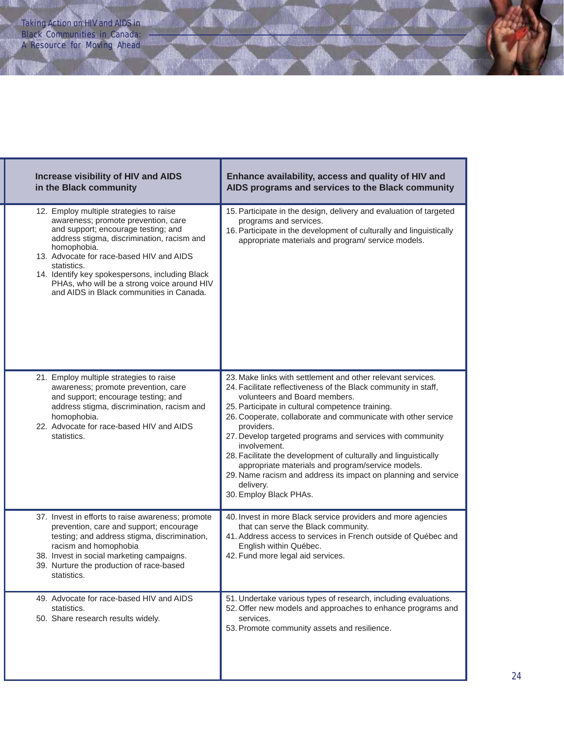| Increase visibility of HIV and AIDS in the Black community | Enhance availability, access and quality of HIV and AIDS programs and services to the Black community |
|---|---|
| 12. Employ multiple strategies to raise awareness; promote prevention, care and support; encourage testing; and address stigma, discrimination, racism and homophobia.<br>13. Advocate for race-based HIV and AIDS statistics.<br>14. Identify key spokespersons, including Black PHAs, who will be a strong voice around HIV and AIDS in Black communities in Canada. | 15. Participate in the design, delivery and evaluation of targeted programs and services.<br>16. Participate in the development of culturally and linguistically appropriate materials and program/ service models. |
| 21. Employ multiple strategies to raise awareness; promote prevention, care and support; encourage testing; and address stigma, discrimination, racism and homophobia.<br>22. Advocate for race-based HIV and AIDS statistics. | 23. Make links with settlement and other relevant services.<br>24. Facilitate reflectiveness of the Black community in staff, volunteers and Board members.<br>25. Participate in cultural competence training.<br>26. Cooperate, collaborate and communicate with other service providers.<br>27. Develop targeted programs and services with community involvement.<br>28. Facilitate the development of culturally and linguistically appropriate materials and program/service models.<br>29. Name racism and address its impact on planning and service delivery.<br>30. Employ Black PHAs. |
| 37. Invest in efforts to raise awareness; promote prevention, care and support; encourage testing; and address stigma, discrimination, racism and homophobia<br>38. Invest in social marketing campaigns.<br>39. Nurture the production of race-based statistics. | 40. Invest in more Black service providers and more agencies that can serve the Black community.<br>41. Address access to services in French outside of Québec and English within Québec.<br>42. Fund more legal aid services. |
| 49. Advocate for race-based HIV and AIDS statistics.<br>50. Share research results widely. | 51. Undertake various types of research, including evaluations.<br>52. Offer new models and approaches to enhance programs and services.<br>53. Promote community assets and resilience. |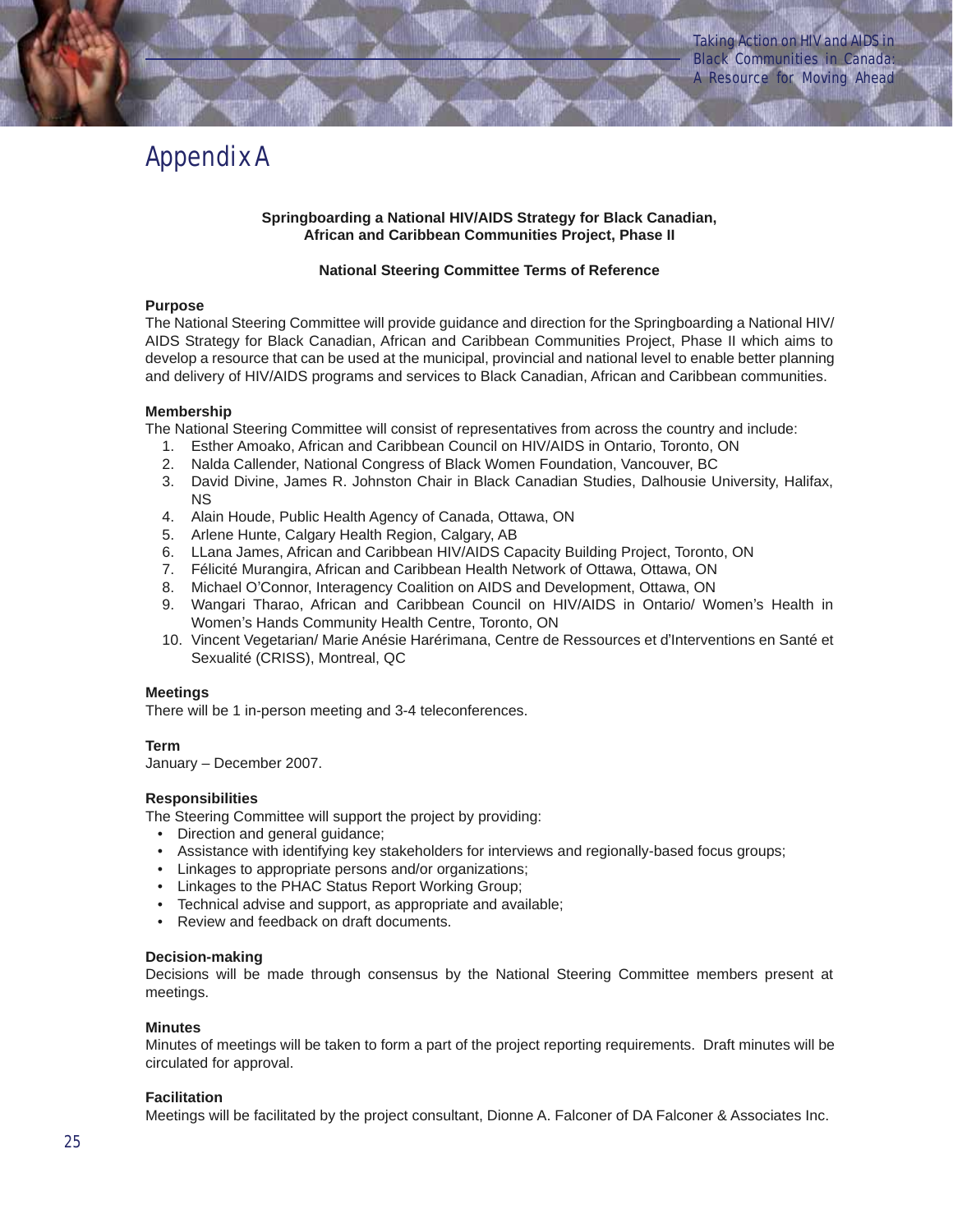# Appendix A

**Springboarding a National HIV/AIDS Strategy for Black Canadian, African and Caribbean Communities Project, Phase II**

**National Steering Committee Terms of Reference**

**Purpose**

The National Steering Committee will provide guidance and direction for the Springboarding a National HIV/AIDS Strategy for Black Canadian, African and Caribbean Communities Project, Phase II which aims to develop a resource that can be used at the municipal, provincial and national level to enable better planning and delivery of HIV/AIDS programs and services to Black Canadian, African and Caribbean communities.

**Membership**

The National Steering Committee will consist of representatives from across the country and include:

1. Esther Amoako, African and Caribbean Council on HIV/AIDS in Ontario, Toronto, ON
2. Nalda Callender, National Congress of Black Women Foundation, Vancouver, BC
3. David Divine, James R. Johnston Chair in Black Canadian Studies, Dalhousie University, Halifax, NS
4. Alain Houde, Public Health Agency of Canada, Ottawa, ON
5. Arlene Hunte, Calgary Health Region, Calgary, AB
6. LLana James, African and Caribbean HIV/AIDS Capacity Building Project, Toronto, ON
7. Félicité Murangira, African and Caribbean Health Network of Ottawa, Ottawa, ON
8. Michael O'Connor, Interagency Coalition on AIDS and Development, Ottawa, ON
9. Wangari Tharao, African and Caribbean Council on HIV/AIDS in Ontario/ Women's Health in Women's Hands Community Health Centre, Toronto, ON
10. Vincent Vegetarian/ Marie Anésie Harérimana, Centre de Ressources et d'Interventions en Santé et Sexualité (CRISS), Montreal, QC

**Meetings**

There will be 1 in-person meeting and 3-4 teleconferences.

**Term**

January – December 2007.

**Responsibilities**

The Steering Committee will support the project by providing:

- Direction and general guidance;
- Assistance with identifying key stakeholders for interviews and regionally-based focus groups;
- Linkages to appropriate persons and/or organizations;
- Linkages to the PHAC Status Report Working Group;
- Technical advise and support, as appropriate and available;
- Review and feedback on draft documents.

**Decision-making**

Decisions will be made through consensus by the National Steering Committee members present at meetings.

**Minutes**

Minutes of meetings will be taken to form a part of the project reporting requirements. Draft minutes will be circulated for approval.

**Facilitation**

Meetings will be facilitated by the project consultant, Dionne A. Falconer of DA Falconer & Associates Inc.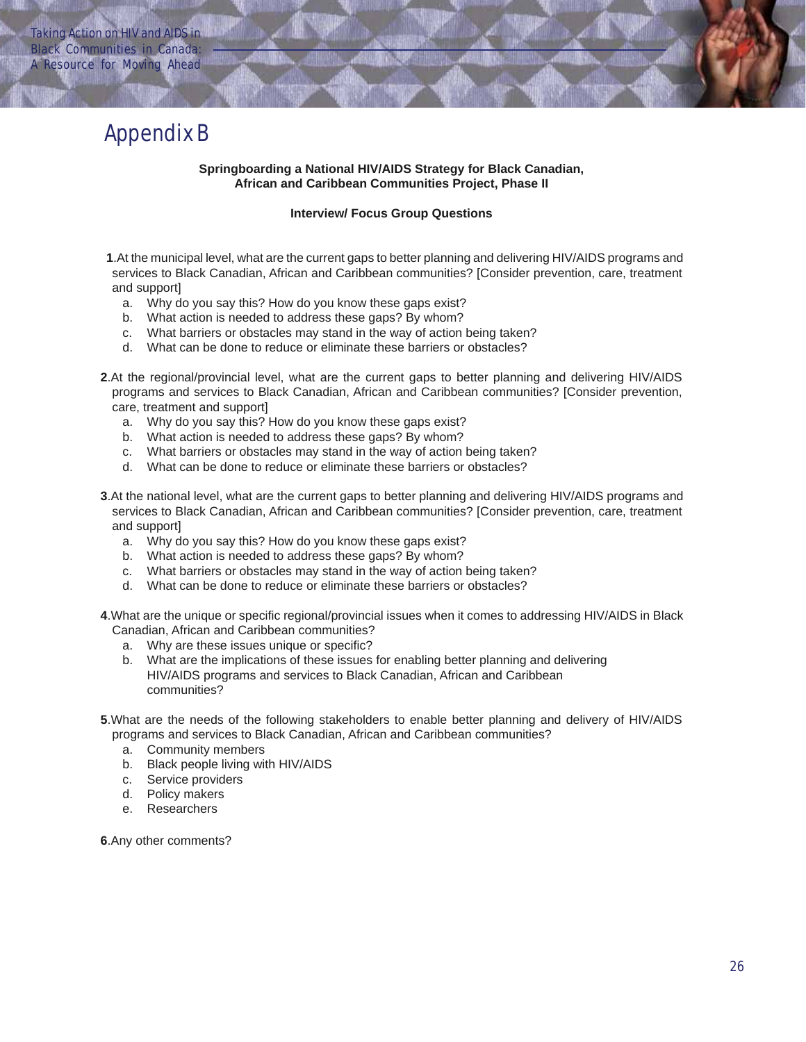# Appendix B

**Springboarding a National HIV/AIDS Strategy for Black Canadian, African and Caribbean Communities Project, Phase II**

**Interview/ Focus Group Questions**

**1**.At the municipal level, what are the current gaps to better planning and delivering HIV/AIDS programs and services to Black Canadian, African and Caribbean communities? [Consider prevention, care, treatment and support]

  a. Why do you say this? How do you know these gaps exist?
  b. What action is needed to address these gaps? By whom?
  c. What barriers or obstacles may stand in the way of action being taken?
  d. What can be done to reduce or eliminate these barriers or obstacles?

**2**.At the regional/provincial level, what are the current gaps to better planning and delivering HIV/AIDS programs and services to Black Canadian, African and Caribbean communities? [Consider prevention, care, treatment and support]

  a. Why do you say this? How do you know these gaps exist?
  b. What action is needed to address these gaps? By whom?
  c. What barriers or obstacles may stand in the way of action being taken?
  d. What can be done to reduce or eliminate these barriers or obstacles?

**3**.At the national level, what are the current gaps to better planning and delivering HIV/AIDS programs and services to Black Canadian, African and Caribbean communities? [Consider prevention, care, treatment and support]

  a. Why do you say this? How do you know these gaps exist?
  b. What action is needed to address these gaps? By whom?
  c. What barriers or obstacles may stand in the way of action being taken?
  d. What can be done to reduce or eliminate these barriers or obstacles?

**4**.What are the unique or specific regional/provincial issues when it comes to addressing HIV/AIDS in Black Canadian, African and Caribbean communities?

  a. Why are these issues unique or specific?
  b. What are the implications of these issues for enabling better planning and delivering HIV/AIDS programs and services to Black Canadian, African and Caribbean communities?

**5**.What are the needs of the following stakeholders to enable better planning and delivery of HIV/AIDS programs and services to Black Canadian, African and Caribbean communities?

  a. Community members
  b. Black people living with HIV/AIDS
  c. Service providers
  d. Policy makers
  e. Researchers

**6**.Any other comments?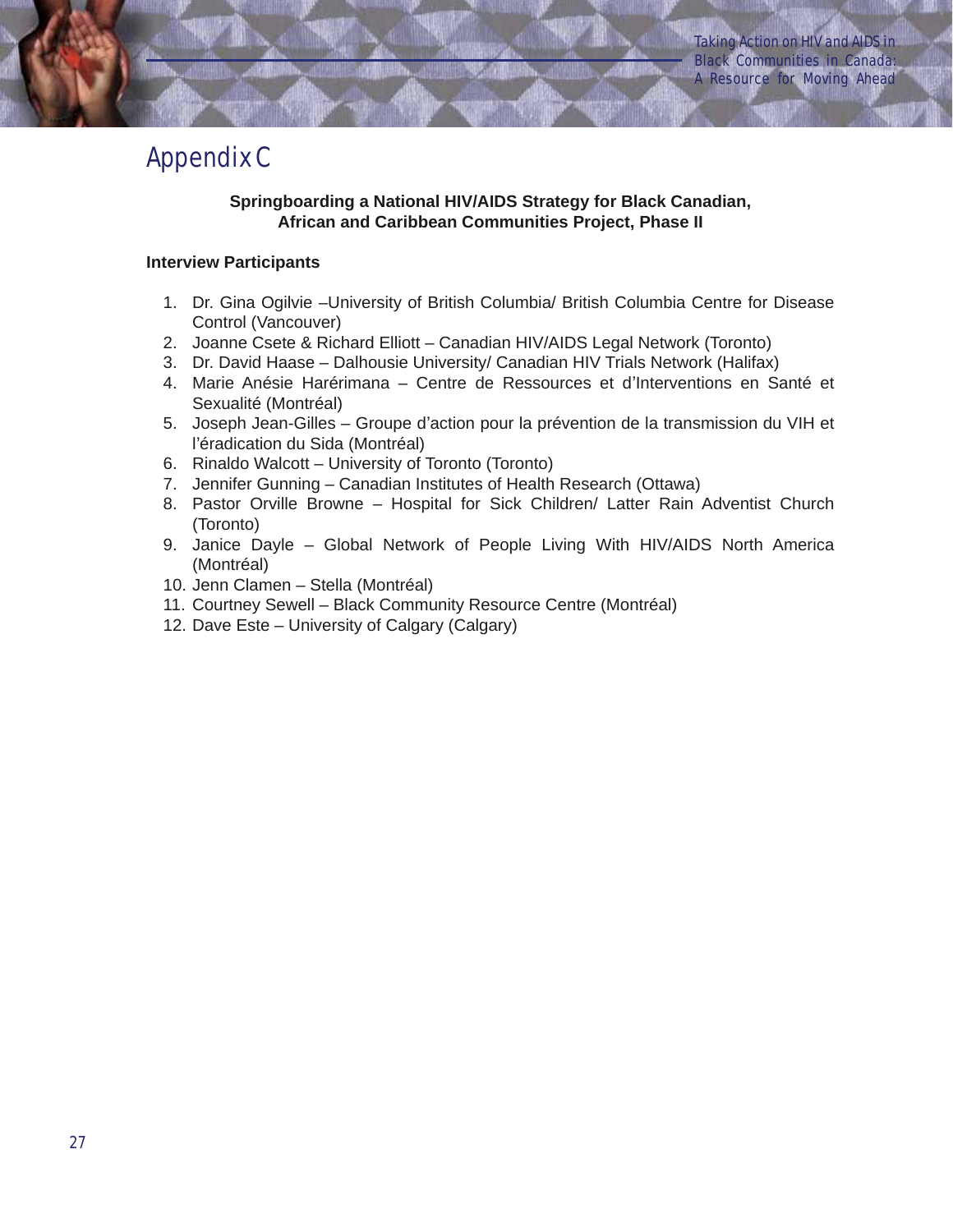# Appendix C

**Springboarding a National HIV/AIDS Strategy for Black Canadian, African and Caribbean Communities Project, Phase II**

**Interview Participants**

1. Dr. Gina Ogilvie –University of British Columbia/ British Columbia Centre for Disease Control (Vancouver)
2. Joanne Csete & Richard Elliott – Canadian HIV/AIDS Legal Network (Toronto)
3. Dr. David Haase – Dalhousie University/ Canadian HIV Trials Network (Halifax)
4. Marie Anésie Harérimana – Centre de Ressources et d’Interventions en Santé et Sexualité (Montréal)
5. Joseph Jean-Gilles – Groupe d’action pour la prévention de la transmission du VIH et l’éradication du Sida (Montréal)
6. Rinaldo Walcott – University of Toronto (Toronto)
7. Jennifer Gunning – Canadian Institutes of Health Research (Ottawa)
8. Pastor Orville Browne – Hospital for Sick Children/ Latter Rain Adventist Church (Toronto)
9. Janice Dayle – Global Network of People Living With HIV/AIDS North America (Montréal)
10. Jenn Clamen – Stella (Montréal)
11. Courtney Sewell – Black Community Resource Centre (Montréal)
12. Dave Este – University of Calgary (Calgary)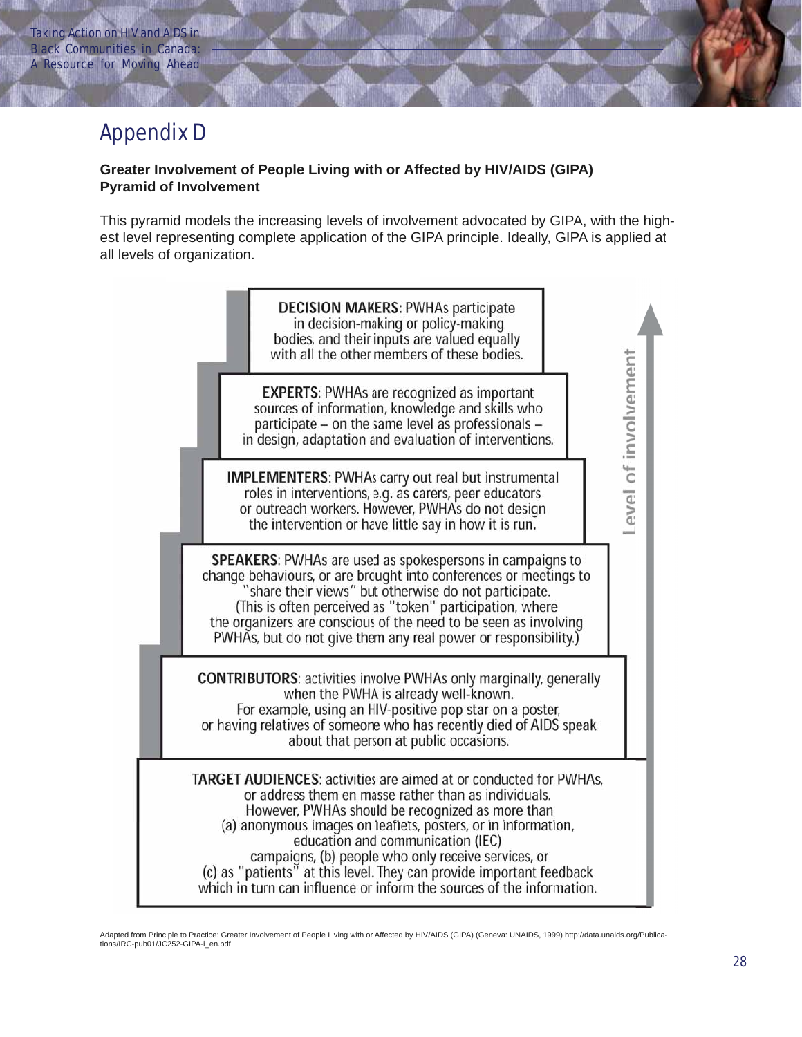# Appendix D

**Greater Involvement of People Living with or Affected by HIV/AIDS (GIPA) Pyramid of Involvement**

This pyramid models the increasing levels of involvement advocated by GIPA, with the highest level representing complete application of the GIPA principle. Ideally, GIPA is applied at all levels of organization.

**DECISION MAKERS**: PWHAs participate in decision-making or policy-making bodies, and their inputs are valued equally with all the other members of these bodies.

**EXPERTS**: PWHAs are recognized as important sources of information, knowledge and skills who participate – on the same level as professionals – in design, adaptation and evaluation of interventions.

**IMPLEMENTERS**: PWHAs carry out real but instrumental roles in interventions, e.g. as carers, peer educators or outreach workers. However, PWHAs do not design the intervention or have little say in how it is run.

**SPEAKERS**: PWHAs are used as spokespersons in campaigns to change behaviours, or are brought into conferences or meetings to "share their views" but otherwise do not participate. (This is often perceived as "token" participation, where the organizers are conscious of the need to be seen as involving PWHAs, but do not give them any real power or responsibility.)

**CONTRIBUTORS**: activities involve PWHAs only marginally, generally when the PWHA is already well-known. For example, using an HIV-positive pop star on a poster, or having relatives of someone who has recently died of AIDS speak about that person at public occasions.

**TARGET AUDIENCES**: activities are aimed at or conducted for PWHAs, or address them en masse rather than as individuals. However, PWHAs should be recognized as more than (a) anonymous images on leaflets, posters, or in information, education and communication (IEC) campaigns, (b) people who only receive services, or (c) as "patients" at this level. They can provide important feedback which in turn can influence or inform the sources of the information.

Level of involvement

Adapted from Principle to Practice: Greater Involvement of People Living with or Affected by HIV/AIDS (GIPA) (Geneva: UNAIDS, 1999) http://data.unaids.org/Publications/IRC-pub01/JC252-GIPA-i_en.pdf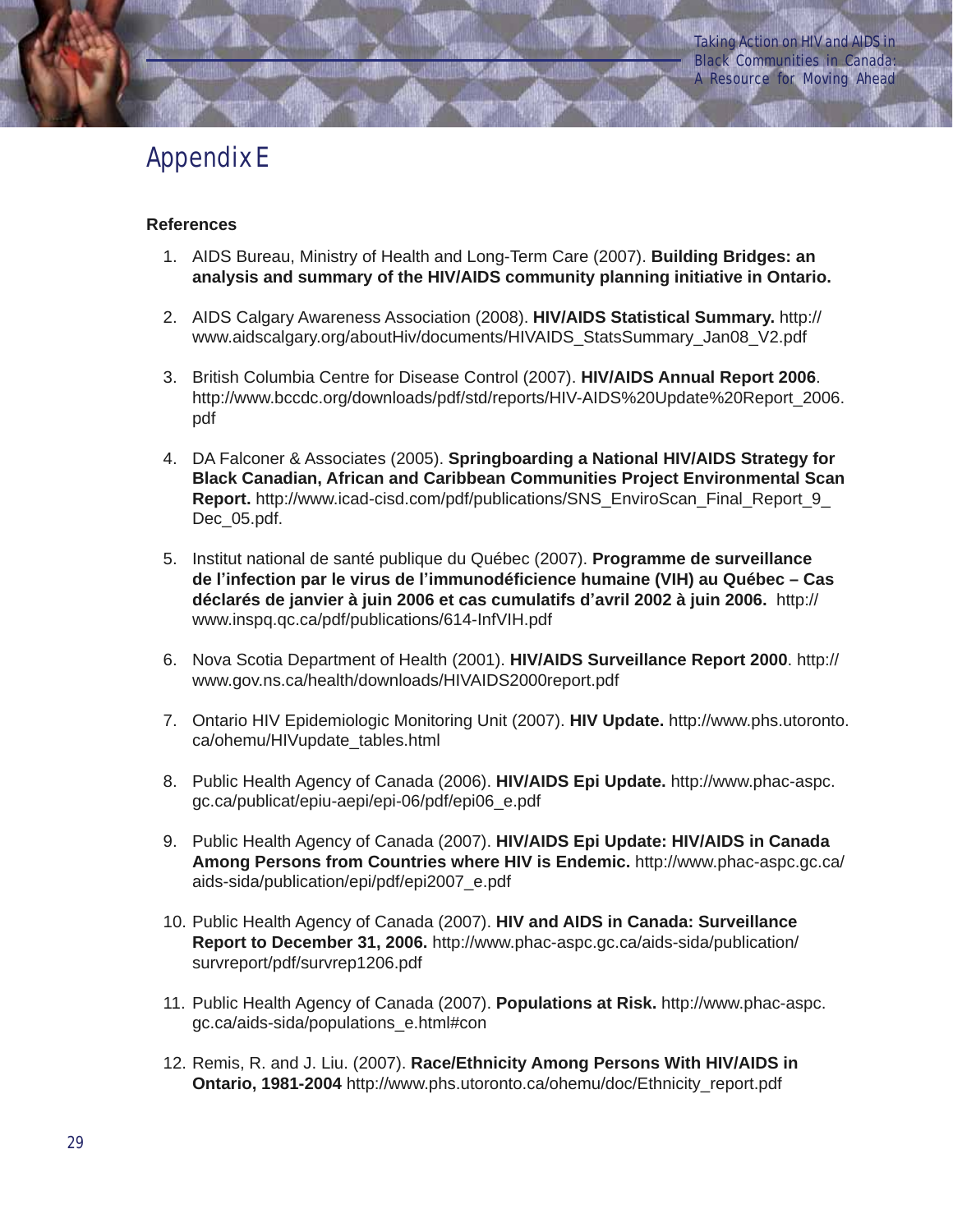# Appendix E

**References**

1. AIDS Bureau, Ministry of Health and Long-Term Care (2007). **Building Bridges: an analysis and summary of the HIV/AIDS community planning initiative in Ontario.**

2. AIDS Calgary Awareness Association (2008). **HIV/AIDS Statistical Summary.** http://www.aidscalgary.org/aboutHiv/documents/HIVAIDS_StatsSummary_Jan08_V2.pdf

3. British Columbia Centre for Disease Control (2007). **HIV/AIDS Annual Report 2006**. http://www.bccdc.org/downloads/pdf/std/reports/HIV-AIDS%20Update%20Report_2006.pdf

4. DA Falconer & Associates (2005). **Springboarding a National HIV/AIDS Strategy for Black Canadian, African and Caribbean Communities Project Environmental Scan Report.** http://www.icad-cisd.com/pdf/publications/SNS_EnviroScan_Final_Report_9_Dec_05.pdf.

5. Institut national de santé publique du Québec (2007). **Programme de surveillance de l'infection par le virus de l'immunodéficience humaine (VIH) au Québec – Cas déclarés de janvier à juin 2006 et cas cumulatifs d'avril 2002 à juin 2006.** http://www.inspq.qc.ca/pdf/publications/614-InfVIH.pdf

6. Nova Scotia Department of Health (2001). **HIV/AIDS Surveillance Report 2000**. http://www.gov.ns.ca/health/downloads/HIVAIDS2000report.pdf

7. Ontario HIV Epidemiologic Monitoring Unit (2007). **HIV Update.** http://www.phs.utoronto.ca/ohemu/HIVupdate_tables.html

8. Public Health Agency of Canada (2006). **HIV/AIDS Epi Update.** http://www.phac-aspc.gc.ca/publicat/epiu-aepi/epi-06/pdf/epi06_e.pdf

9. Public Health Agency of Canada (2007). **HIV/AIDS Epi Update: HIV/AIDS in Canada Among Persons from Countries where HIV is Endemic.** http://www.phac-aspc.gc.ca/aids-sida/publication/epi/pdf/epi2007_e.pdf

10. Public Health Agency of Canada (2007). **HIV and AIDS in Canada: Surveillance Report to December 31, 2006.** http://www.phac-aspc.gc.ca/aids-sida/publication/survreport/pdf/survrep1206.pdf

11. Public Health Agency of Canada (2007). **Populations at Risk.** http://www.phac-aspc.gc.ca/aids-sida/populations_e.html#con

12. Remis, R. and J. Liu. (2007). **Race/Ethnicity Among Persons With HIV/AIDS in Ontario, 1981-2004** http://www.phs.utoronto.ca/ohemu/doc/Ethnicity_report.pdf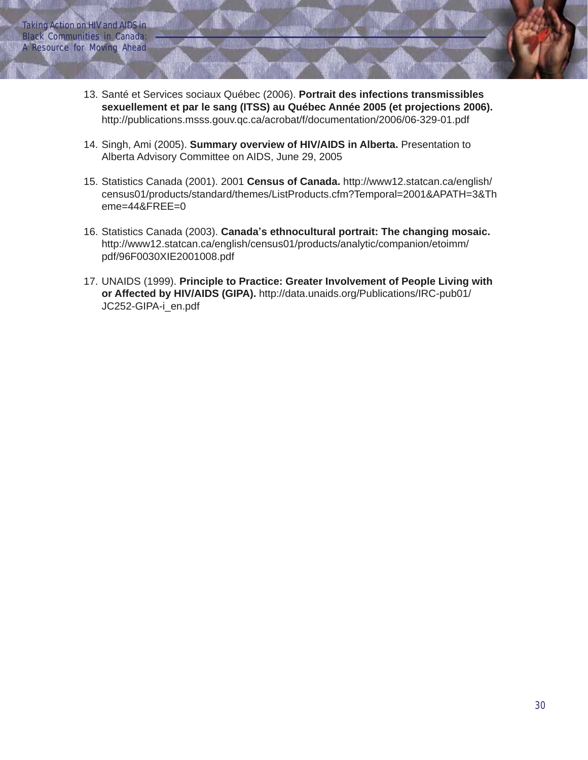13. Santé et Services sociaux Québec (2006). **Portrait des infections transmissibles sexuellement et par le sang (ITSS) au Québec Année 2005 (et projections 2006).** http://publications.msss.gouv.qc.ca/acrobat/f/documentation/2006/06-329-01.pdf

14. Singh, Ami (2005). **Summary overview of HIV/AIDS in Alberta.** Presentation to Alberta Advisory Committee on AIDS, June 29, 2005

15. Statistics Canada (2001). 2001 **Census of Canada.** http://www12.statcan.ca/english/census01/products/standard/themes/ListProducts.cfm?Temporal=2001&APATH=3&Theme=44&FREE=0

16. Statistics Canada (2003). **Canada's ethnocultural portrait: The changing mosaic.** http://www12.statcan.ca/english/census01/products/analytic/companion/etoimm/pdf/96F0030XIE2001008.pdf

17. UNAIDS (1999). **Principle to Practice: Greater Involvement of People Living with or Affected by HIV/AIDS (GIPA).** http://data.unaids.org/Publications/IRC-pub01/JC252-GIPA-i_en.pdf